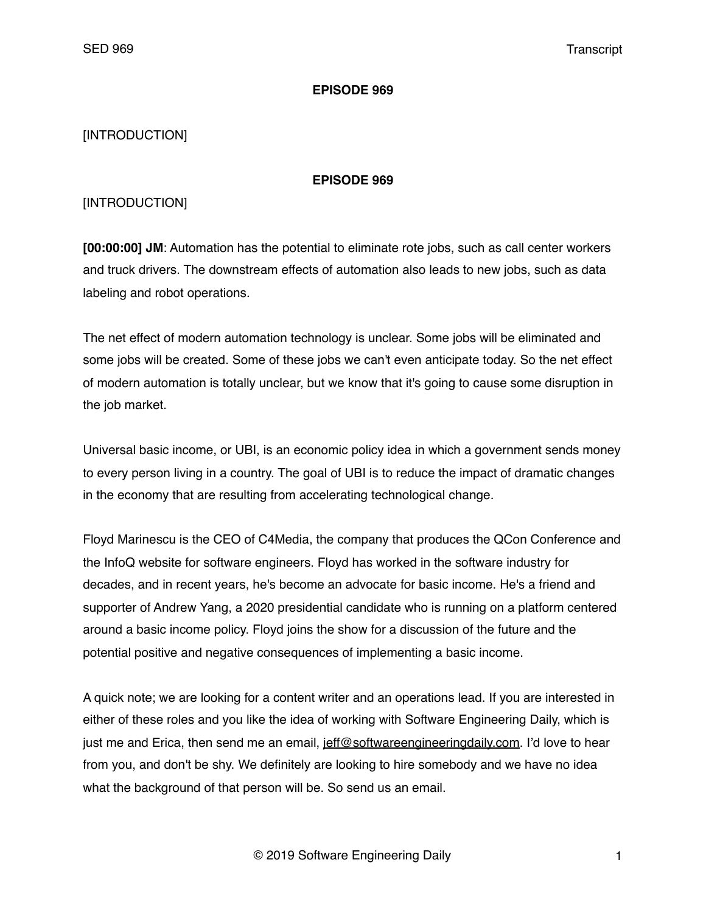**EPISODE 969**

[INTRODUCTION]

**EPISODE 969**

[INTRODUCTION]

**[00:00:00] JM**: Automation has the potential to eliminate rote jobs, such as call center workers and truck drivers. The downstream effects of automation also leads to new jobs, such as data labeling and robot operations.

The net effect of modern automation technology is unclear. Some jobs will be eliminated and some jobs will be created. Some of these jobs we can't even anticipate today. So the net effect of modern automation is totally unclear, but we know that it's going to cause some disruption in the job market.

Universal basic income, or UBI, is an economic policy idea in which a government sends money to every person living in a country. The goal of UBI is to reduce the impact of dramatic changes in the economy that are resulting from accelerating technological change.

Floyd Marinescu is the CEO of C4Media, the company that produces the QCon Conference and the InfoQ website for software engineers. Floyd has worked in the software industry for decades, and in recent years, he's become an advocate for basic income. He's a friend and supporter of Andrew Yang, a 2020 presidential candidate who is running on a platform centered around a basic income policy. Floyd joins the show for a discussion of the future and the potential positive and negative consequences of implementing a basic income.

A quick note; we are looking for a content writer and an operations lead. If you are interested in either of these roles and you like the idea of working with Software Engineering Daily, which is just me and Erica, then send me an email, jeff@softwareengineeringdaily.com. I'd love to hear from you, and don't be shy. We definitely are looking to hire somebody and we have no idea what the background of that person will be. So send us an email.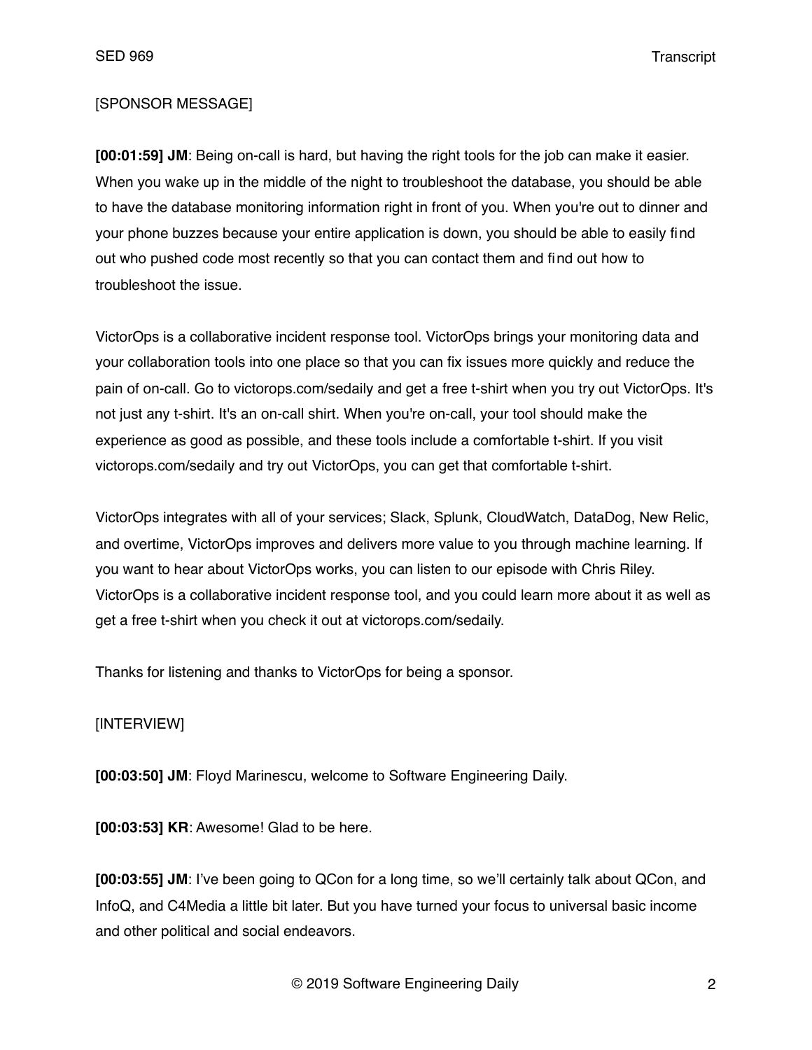[SPONSOR MESSAGE]

**[00:01:59] JM**: Being on-call is hard, but having the right tools for the job can make it easier. When you wake up in the middle of the night to troubleshoot the database, you should be able to have the database monitoring information right in front of you. When you're out to dinner and your phone buzzes because your entire application is down, you should be able to easily find out who pushed code most recently so that you can contact them and find out how to troubleshoot the issue.

VictorOps is a collaborative incident response tool. VictorOps brings your monitoring data and your collaboration tools into one place so that you can fix issues more quickly and reduce the pain of on-call. Go to victorops.com/sedaily and get a free t-shirt when you try out VictorOps. It's not just any t-shirt. It's an on-call shirt. When you're on-call, your tool should make the experience as good as possible, and these tools include a comfortable t-shirt. If you visit victorops.com/sedaily and try out VictorOps, you can get that comfortable t-shirt.

VictorOps integrates with all of your services; Slack, Splunk, CloudWatch, DataDog, New Relic, and overtime, VictorOps improves and delivers more value to you through machine learning. If you want to hear about VictorOps works, you can listen to our episode with Chris Riley. VictorOps is a collaborative incident response tool, and you could learn more about it as well as get a free t-shirt when you check it out at victorops.com/sedaily.

Thanks for listening and thanks to VictorOps for being a sponsor.

[INTERVIEW]

**[00:03:50] JM**: Floyd Marinescu, welcome to Software Engineering Daily.

**[00:03:53] KR**: Awesome! Glad to be here.

**[00:03:55] JM**: I've been going to QCon for a long time, so we'll certainly talk about QCon, and InfoQ, and C4Media a little bit later. But you have turned your focus to universal basic income and other political and social endeavors.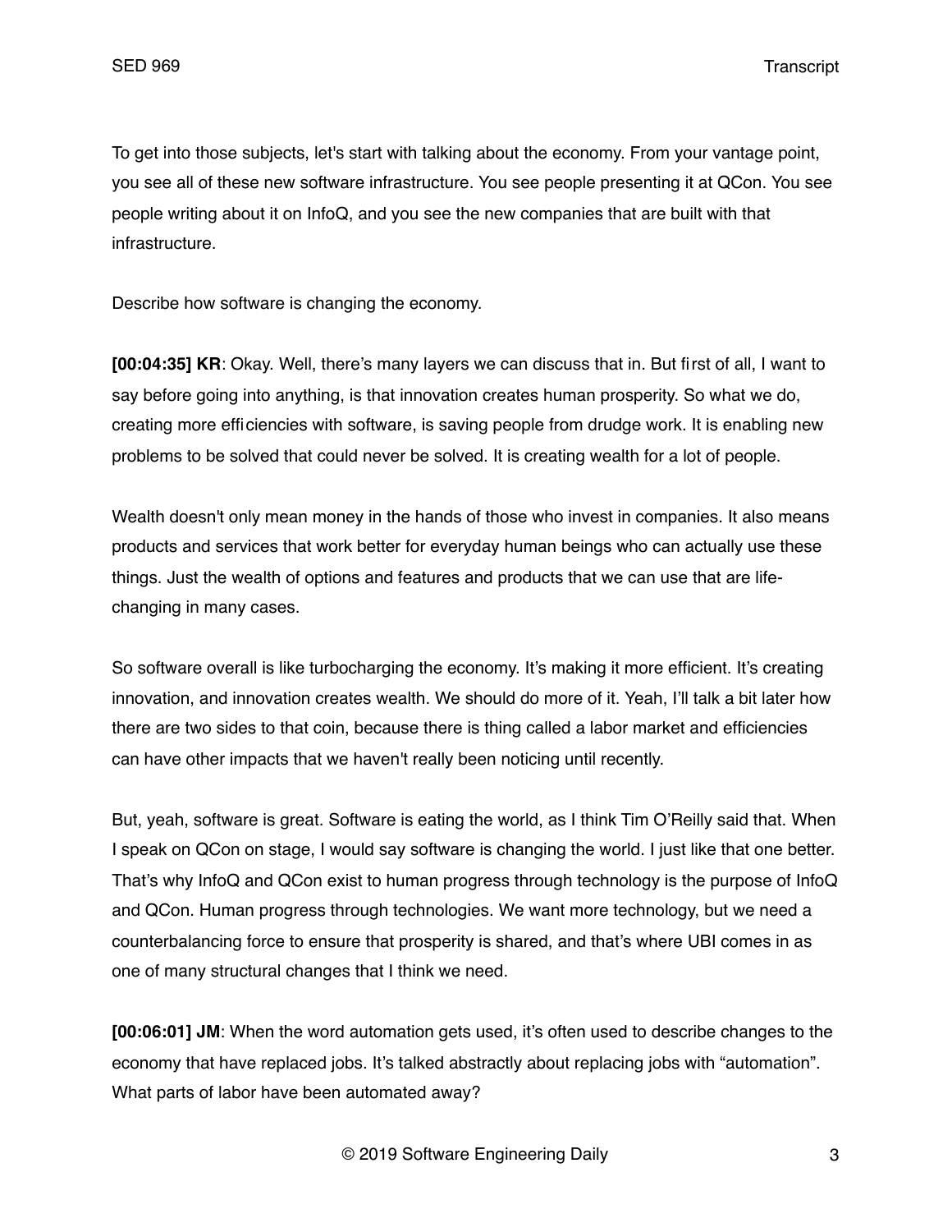To get into those subjects, let's start with talking about the economy. From your vantage point, you see all of these new software infrastructure. You see people presenting it at QCon. You see people writing about it on InfoQ, and you see the new companies that are built with that infrastructure.

Describe how software is changing the economy.

**[00:04:35] KR**: Okay. Well, there's many layers we can discuss that in. But first of all, I want to say before going into anything, is that innovation creates human prosperity. So what we do, creating more efficiencies with software, is saving people from drudge work. It is enabling new problems to be solved that could never be solved. It is creating wealth for a lot of people.

Wealth doesn't only mean money in the hands of those who invest in companies. It also means products and services that work better for everyday human beings who can actually use these things. Just the wealth of options and features and products that we can use that are life-changing in many cases.

So software overall is like turbocharging the economy. It's making it more efficient. It's creating innovation, and innovation creates wealth. We should do more of it. Yeah, I'll talk a bit later how there are two sides to that coin, because there is thing called a labor market and efficiencies can have other impacts that we haven't really been noticing until recently.

But, yeah, software is great. Software is eating the world, as I think Tim O'Reilly said that. When I speak on QCon on stage, I would say software is changing the world. I just like that one better. That's why InfoQ and QCon exist to human progress through technology is the purpose of InfoQ and QCon. Human progress through technologies. We want more technology, but we need a counterbalancing force to ensure that prosperity is shared, and that's where UBI comes in as one of many structural changes that I think we need.

**[00:06:01] JM**: When the word automation gets used, it's often used to describe changes to the economy that have replaced jobs. It's talked abstractly about replacing jobs with "automation". What parts of labor have been automated away?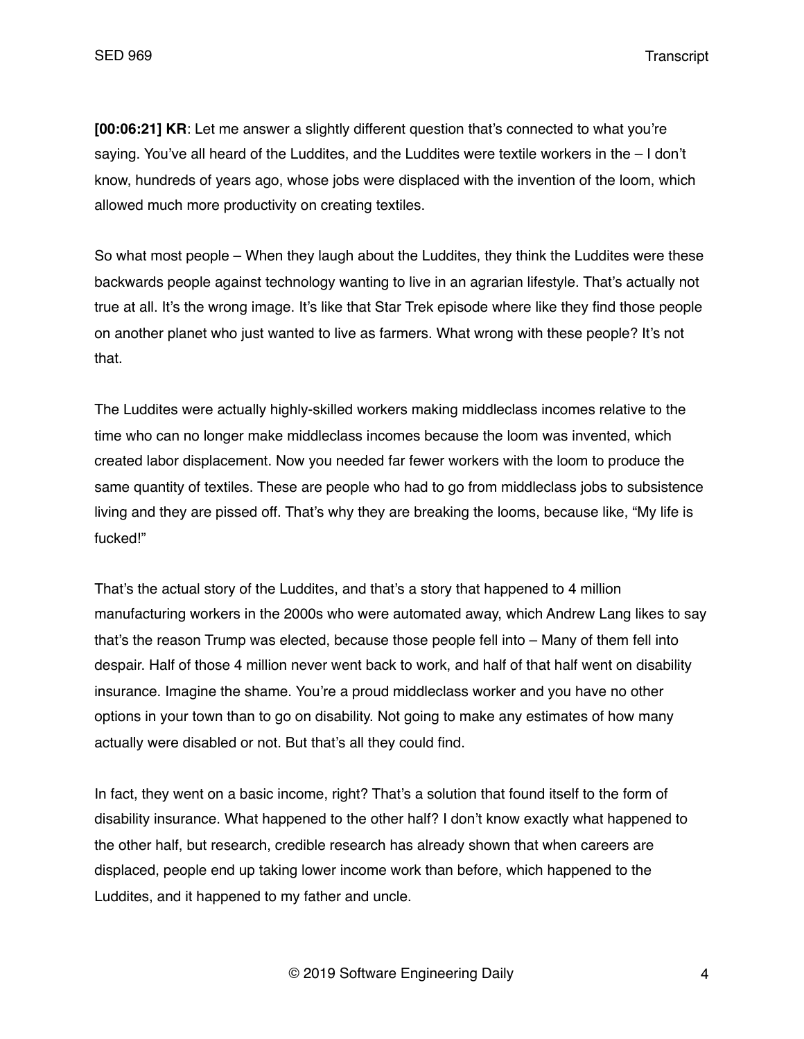**[00:06:21] KR**: Let me answer a slightly different question that's connected to what you're saying. You've all heard of the Luddites, and the Luddites were textile workers in the – I don't know, hundreds of years ago, whose jobs were displaced with the invention of the loom, which allowed much more productivity on creating textiles.

So what most people – When they laugh about the Luddites, they think the Luddites were these backwards people against technology wanting to live in an agrarian lifestyle. That's actually not true at all. It's the wrong image. It's like that Star Trek episode where like they find those people on another planet who just wanted to live as farmers. What wrong with these people? It's not that.

The Luddites were actually highly-skilled workers making middleclass incomes relative to the time who can no longer make middleclass incomes because the loom was invented, which created labor displacement. Now you needed far fewer workers with the loom to produce the same quantity of textiles. These are people who had to go from middleclass jobs to subsistence living and they are pissed off. That's why they are breaking the looms, because like, "My life is fucked!"

That's the actual story of the Luddites, and that's a story that happened to 4 million manufacturing workers in the 2000s who were automated away, which Andrew Lang likes to say that's the reason Trump was elected, because those people fell into – Many of them fell into despair. Half of those 4 million never went back to work, and half of that half went on disability insurance. Imagine the shame. You're a proud middleclass worker and you have no other options in your town than to go on disability. Not going to make any estimates of how many actually were disabled or not. But that's all they could find.

In fact, they went on a basic income, right? That's a solution that found itself to the form of disability insurance. What happened to the other half? I don't know exactly what happened to the other half, but research, credible research has already shown that when careers are displaced, people end up taking lower income work than before, which happened to the Luddites, and it happened to my father and uncle.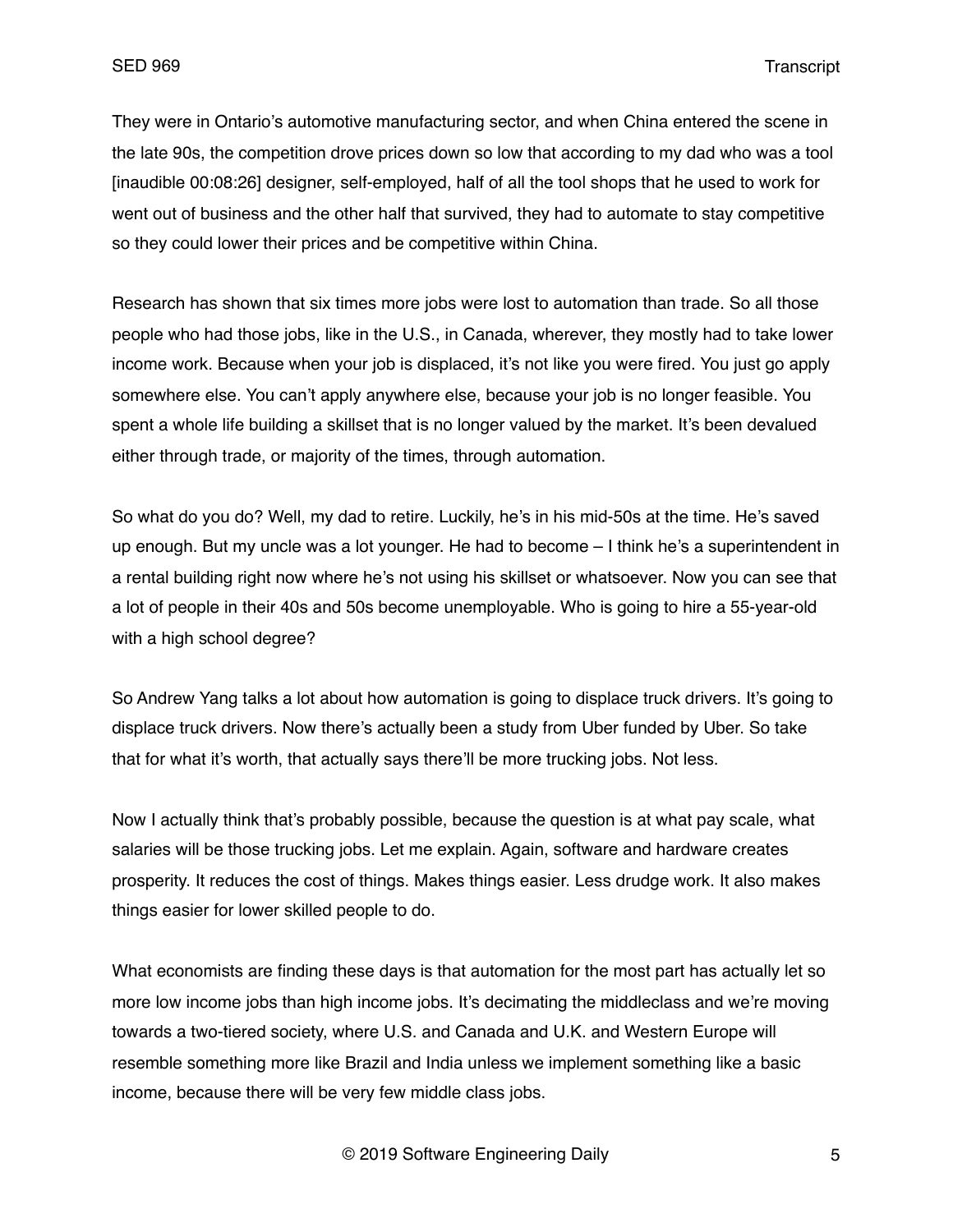They were in Ontario's automotive manufacturing sector, and when China entered the scene in the late 90s, the competition drove prices down so low that according to my dad who was a tool [inaudible 00:08:26] designer, self-employed, half of all the tool shops that he used to work for went out of business and the other half that survived, they had to automate to stay competitive so they could lower their prices and be competitive within China.

Research has shown that six times more jobs were lost to automation than trade. So all those people who had those jobs, like in the U.S., in Canada, wherever, they mostly had to take lower income work. Because when your job is displaced, it's not like you were fired. You just go apply somewhere else. You can't apply anywhere else, because your job is no longer feasible. You spent a whole life building a skillset that is no longer valued by the market. It's been devalued either through trade, or majority of the times, through automation.

So what do you do? Well, my dad to retire. Luckily, he's in his mid-50s at the time. He's saved up enough. But my uncle was a lot younger. He had to become – I think he's a superintendent in a rental building right now where he's not using his skillset or whatsoever. Now you can see that a lot of people in their 40s and 50s become unemployable. Who is going to hire a 55-year-old with a high school degree?

So Andrew Yang talks a lot about how automation is going to displace truck drivers. It's going to displace truck drivers. Now there's actually been a study from Uber funded by Uber. So take that for what it's worth, that actually says there'll be more trucking jobs. Not less.

Now I actually think that's probably possible, because the question is at what pay scale, what salaries will be those trucking jobs. Let me explain. Again, software and hardware creates prosperity. It reduces the cost of things. Makes things easier. Less drudge work. It also makes things easier for lower skilled people to do.

What economists are finding these days is that automation for the most part has actually let so more low income jobs than high income jobs. It's decimating the middleclass and we're moving towards a two-tiered society, where U.S. and Canada and U.K. and Western Europe will resemble something more like Brazil and India unless we implement something like a basic income, because there will be very few middle class jobs.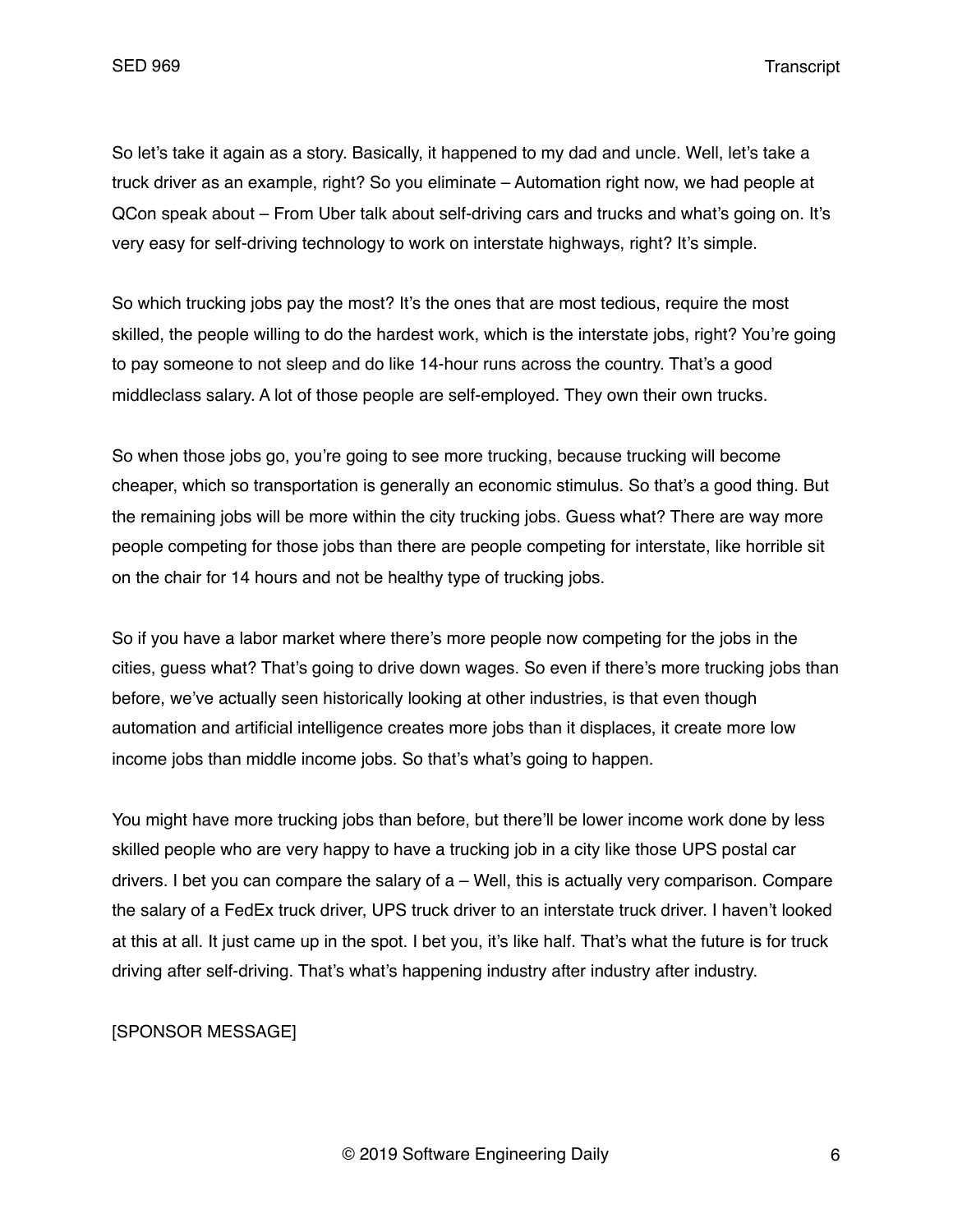So let's take it again as a story. Basically, it happened to my dad and uncle. Well, let's take a truck driver as an example, right? So you eliminate – Automation right now, we had people at QCon speak about – From Uber talk about self-driving cars and trucks and what's going on. It's very easy for self-driving technology to work on interstate highways, right? It's simple.

So which trucking jobs pay the most? It's the ones that are most tedious, require the most skilled, the people willing to do the hardest work, which is the interstate jobs, right? You're going to pay someone to not sleep and do like 14-hour runs across the country. That's a good middleclass salary. A lot of those people are self-employed. They own their own trucks.

So when those jobs go, you're going to see more trucking, because trucking will become cheaper, which so transportation is generally an economic stimulus. So that's a good thing. But the remaining jobs will be more within the city trucking jobs. Guess what? There are way more people competing for those jobs than there are people competing for interstate, like horrible sit on the chair for 14 hours and not be healthy type of trucking jobs.

So if you have a labor market where there's more people now competing for the jobs in the cities, guess what? That's going to drive down wages. So even if there's more trucking jobs than before, we've actually seen historically looking at other industries, is that even though automation and artificial intelligence creates more jobs than it displaces, it create more low income jobs than middle income jobs. So that's what's going to happen.

You might have more trucking jobs than before, but there'll be lower income work done by less skilled people who are very happy to have a trucking job in a city like those UPS postal car drivers. I bet you can compare the salary of a – Well, this is actually very comparison. Compare the salary of a FedEx truck driver, UPS truck driver to an interstate truck driver. I haven't looked at this at all. It just came up in the spot. I bet you, it's like half. That's what the future is for truck driving after self-driving. That's what's happening industry after industry after industry.

[SPONSOR MESSAGE]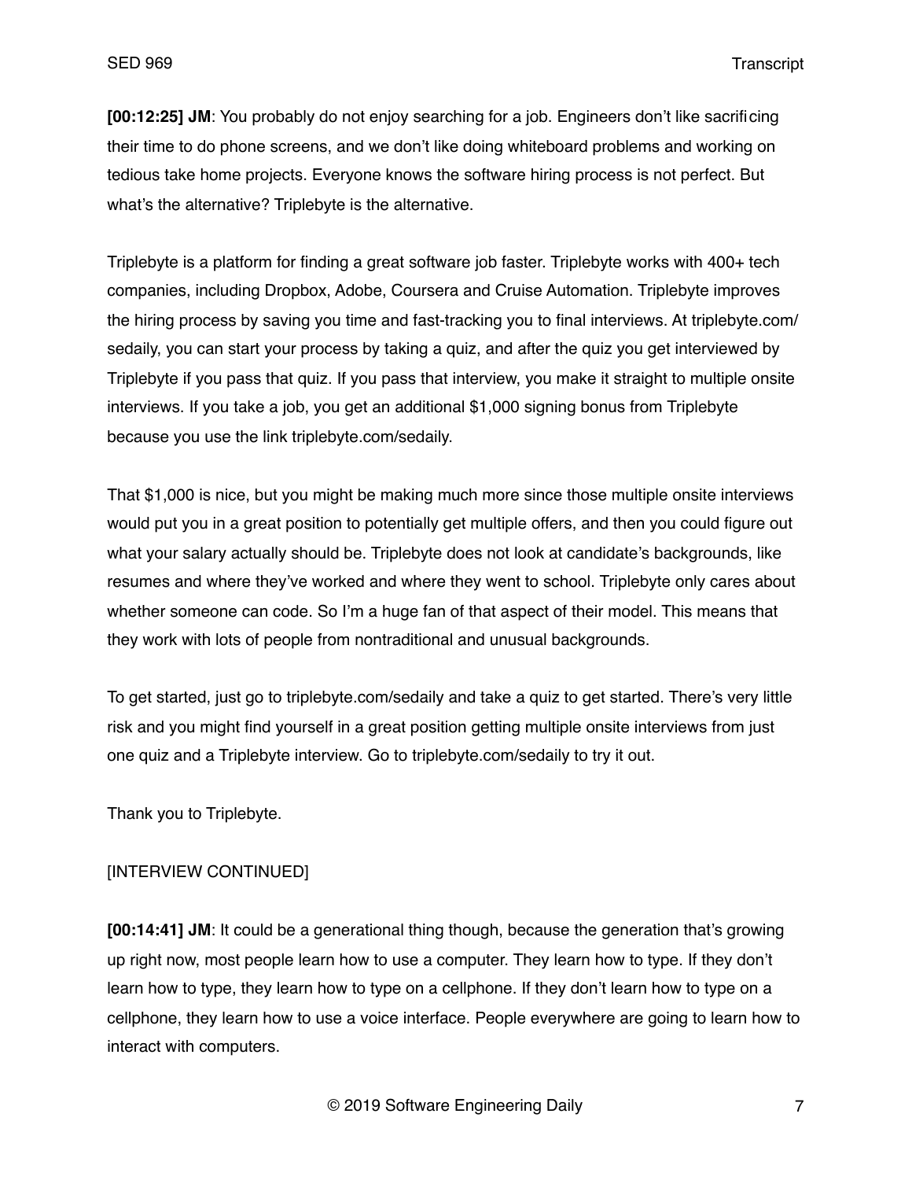**[00:12:25] JM**: You probably do not enjoy searching for a job. Engineers don't like sacrificing their time to do phone screens, and we don't like doing whiteboard problems and working on tedious take home projects. Everyone knows the software hiring process is not perfect. But what's the alternative? Triplebyte is the alternative.

Triplebyte is a platform for finding a great software job faster. Triplebyte works with 400+ tech companies, including Dropbox, Adobe, Coursera and Cruise Automation. Triplebyte improves the hiring process by saving you time and fast-tracking you to final interviews. At triplebyte.com/sedaily, you can start your process by taking a quiz, and after the quiz you get interviewed by Triplebyte if you pass that quiz. If you pass that interview, you make it straight to multiple onsite interviews. If you take a job, you get an additional $1,000 signing bonus from Triplebyte because you use the link triplebyte.com/sedaily.

That $1,000 is nice, but you might be making much more since those multiple onsite interviews would put you in a great position to potentially get multiple offers, and then you could figure out what your salary actually should be. Triplebyte does not look at candidate's backgrounds, like resumes and where they've worked and where they went to school. Triplebyte only cares about whether someone can code. So I'm a huge fan of that aspect of their model. This means that they work with lots of people from nontraditional and unusual backgrounds.

To get started, just go to triplebyte.com/sedaily and take a quiz to get started. There's very little risk and you might find yourself in a great position getting multiple onsite interviews from just one quiz and a Triplebyte interview. Go to triplebyte.com/sedaily to try it out.

Thank you to Triplebyte.

[INTERVIEW CONTINUED]

**[00:14:41] JM**: It could be a generational thing though, because the generation that's growing up right now, most people learn how to use a computer. They learn how to type. If they don't learn how to type, they learn how to type on a cellphone. If they don't learn how to type on a cellphone, they learn how to use a voice interface. People everywhere are going to learn how to interact with computers.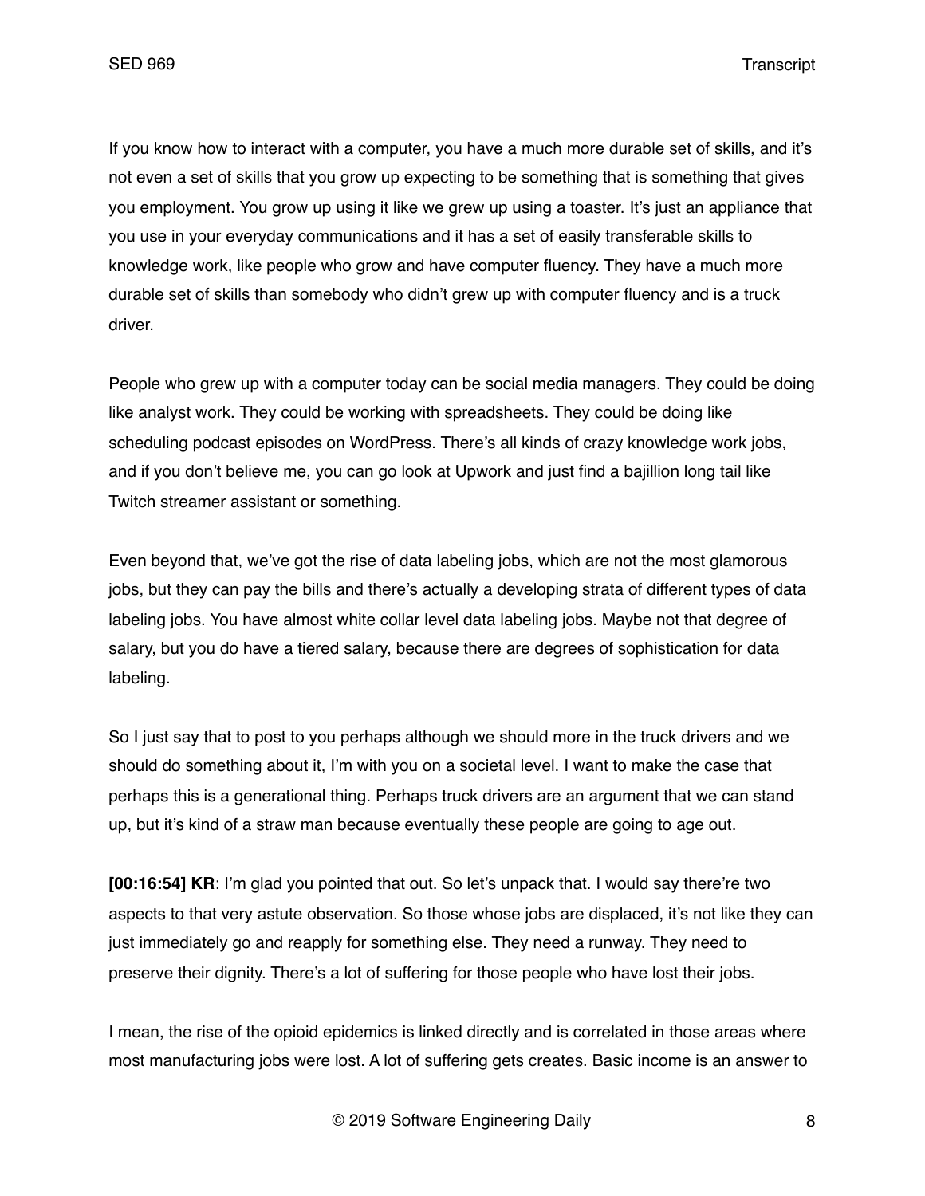If you know how to interact with a computer, you have a much more durable set of skills, and it's not even a set of skills that you grow up expecting to be something that is something that gives you employment. You grow up using it like we grew up using a toaster. It's just an appliance that you use in your everyday communications and it has a set of easily transferable skills to knowledge work, like people who grow and have computer fluency. They have a much more durable set of skills than somebody who didn't grew up with computer fluency and is a truck driver.

People who grew up with a computer today can be social media managers. They could be doing like analyst work. They could be working with spreadsheets. They could be doing like scheduling podcast episodes on WordPress. There's all kinds of crazy knowledge work jobs, and if you don't believe me, you can go look at Upwork and just find a bajillion long tail like Twitch streamer assistant or something.

Even beyond that, we've got the rise of data labeling jobs, which are not the most glamorous jobs, but they can pay the bills and there's actually a developing strata of different types of data labeling jobs. You have almost white collar level data labeling jobs. Maybe not that degree of salary, but you do have a tiered salary, because there are degrees of sophistication for data labeling.

So I just say that to post to you perhaps although we should more in the truck drivers and we should do something about it, I'm with you on a societal level. I want to make the case that perhaps this is a generational thing. Perhaps truck drivers are an argument that we can stand up, but it's kind of a straw man because eventually these people are going to age out.

**[00:16:54] KR**: I'm glad you pointed that out. So let's unpack that. I would say there're two aspects to that very astute observation. So those whose jobs are displaced, it's not like they can just immediately go and reapply for something else. They need a runway. They need to preserve their dignity. There's a lot of suffering for those people who have lost their jobs.

I mean, the rise of the opioid epidemics is linked directly and is correlated in those areas where most manufacturing jobs were lost. A lot of suffering gets creates. Basic income is an answer to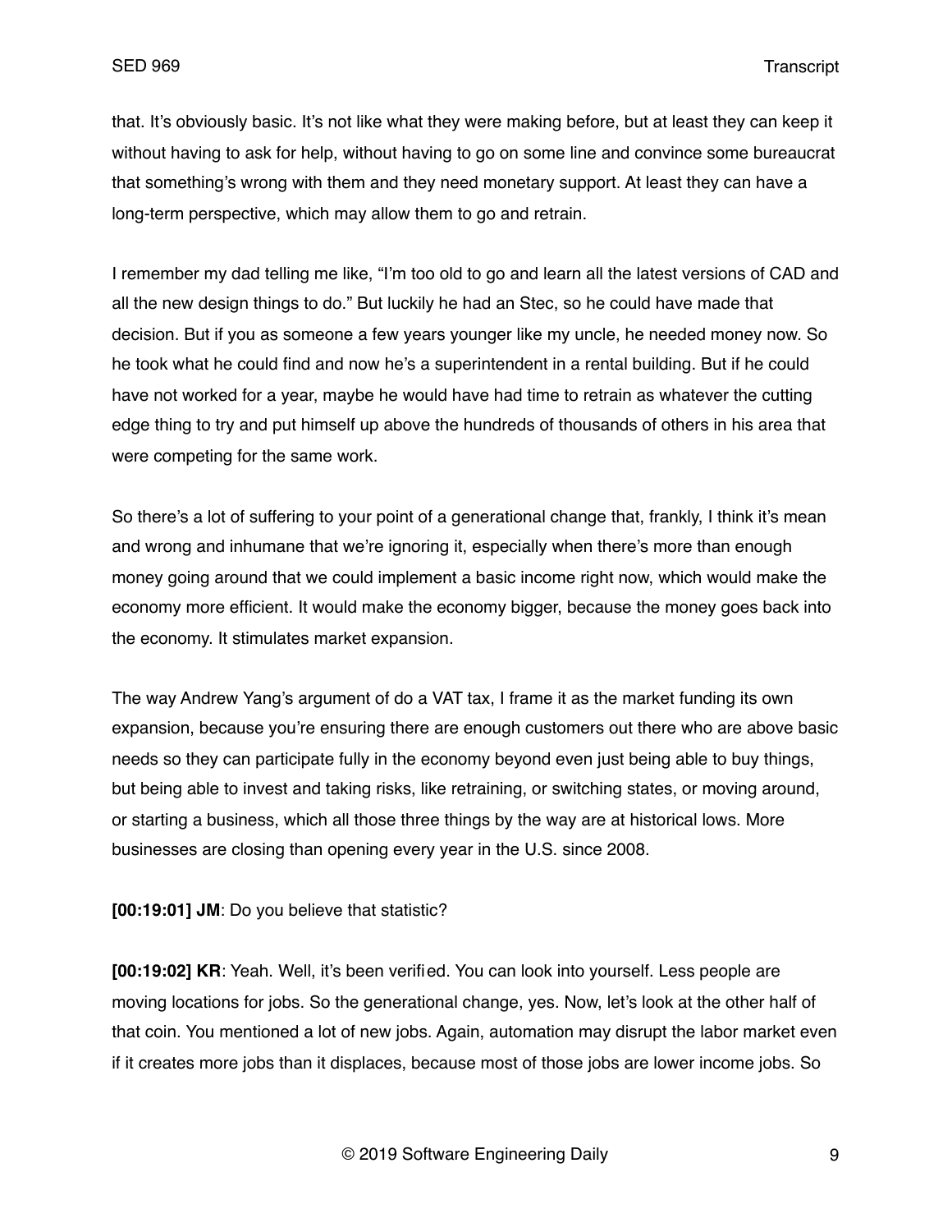that. It's obviously basic. It's not like what they were making before, but at least they can keep it without having to ask for help, without having to go on some line and convince some bureaucrat that something's wrong with them and they need monetary support. At least they can have a long-term perspective, which may allow them to go and retrain.

I remember my dad telling me like, "I'm too old to go and learn all the latest versions of CAD and all the new design things to do." But luckily he had an Stec, so he could have made that decision. But if you as someone a few years younger like my uncle, he needed money now. So he took what he could find and now he's a superintendent in a rental building. But if he could have not worked for a year, maybe he would have had time to retrain as whatever the cutting edge thing to try and put himself up above the hundreds of thousands of others in his area that were competing for the same work.

So there's a lot of suffering to your point of a generational change that, frankly, I think it's mean and wrong and inhumane that we're ignoring it, especially when there's more than enough money going around that we could implement a basic income right now, which would make the economy more efficient. It would make the economy bigger, because the money goes back into the economy. It stimulates market expansion.

The way Andrew Yang's argument of do a VAT tax, I frame it as the market funding its own expansion, because you're ensuring there are enough customers out there who are above basic needs so they can participate fully in the economy beyond even just being able to buy things, but being able to invest and taking risks, like retraining, or switching states, or moving around, or starting a business, which all those three things by the way are at historical lows. More businesses are closing than opening every year in the U.S. since 2008.

**[00:19:01] JM**: Do you believe that statistic?

**[00:19:02] KR**: Yeah. Well, it's been verified. You can look into yourself. Less people are moving locations for jobs. So the generational change, yes. Now, let's look at the other half of that coin. You mentioned a lot of new jobs. Again, automation may disrupt the labor market even if it creates more jobs than it displaces, because most of those jobs are lower income jobs. So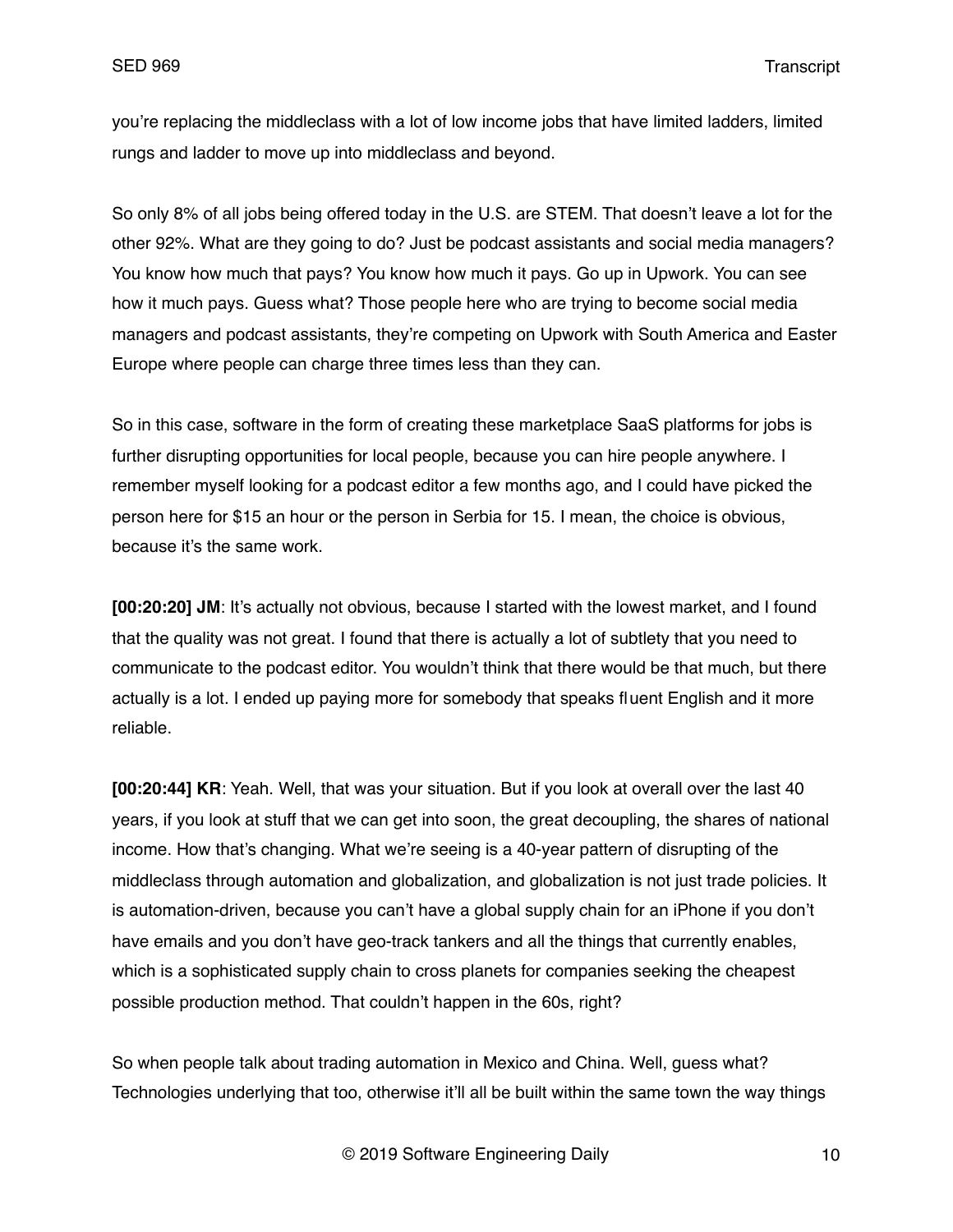you're replacing the middleclass with a lot of low income jobs that have limited ladders, limited rungs and ladder to move up into middleclass and beyond.

So only 8% of all jobs being offered today in the U.S. are STEM. That doesn't leave a lot for the other 92%. What are they going to do? Just be podcast assistants and social media managers? You know how much that pays? You know how much it pays. Go up in Upwork. You can see how it much pays. Guess what? Those people here who are trying to become social media managers and podcast assistants, they're competing on Upwork with South America and Easter Europe where people can charge three times less than they can.

So in this case, software in the form of creating these marketplace SaaS platforms for jobs is further disrupting opportunities for local people, because you can hire people anywhere. I remember myself looking for a podcast editor a few months ago, and I could have picked the person here for $15 an hour or the person in Serbia for 15. I mean, the choice is obvious, because it's the same work.

**[00:20:20] JM**: It's actually not obvious, because I started with the lowest market, and I found that the quality was not great. I found that there is actually a lot of subtlety that you need to communicate to the podcast editor. You wouldn't think that there would be that much, but there actually is a lot. I ended up paying more for somebody that speaks fluent English and it more reliable.

**[00:20:44] KR**: Yeah. Well, that was your situation. But if you look at overall over the last 40 years, if you look at stuff that we can get into soon, the great decoupling, the shares of national income. How that's changing. What we're seeing is a 40-year pattern of disrupting of the middleclass through automation and globalization, and globalization is not just trade policies. It is automation-driven, because you can't have a global supply chain for an iPhone if you don't have emails and you don't have geo-track tankers and all the things that currently enables, which is a sophisticated supply chain to cross planets for companies seeking the cheapest possible production method. That couldn't happen in the 60s, right?

So when people talk about trading automation in Mexico and China. Well, guess what? Technologies underlying that too, otherwise it'll all be built within the same town the way things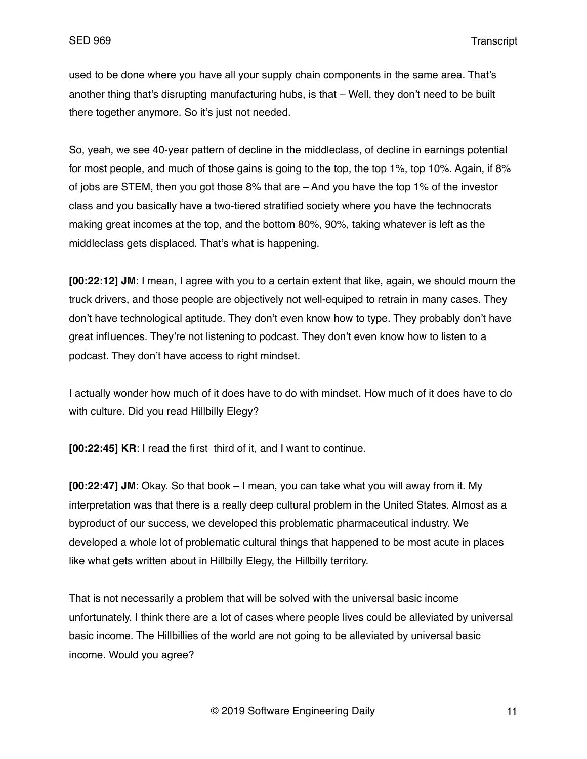used to be done where you have all your supply chain components in the same area. That's another thing that's disrupting manufacturing hubs, is that – Well, they don't need to be built there together anymore. So it's just not needed.

So, yeah, we see 40-year pattern of decline in the middleclass, of decline in earnings potential for most people, and much of those gains is going to the top, the top 1%, top 10%. Again, if 8% of jobs are STEM, then you got those 8% that are – And you have the top 1% of the investor class and you basically have a two-tiered stratified society where you have the technocrats making great incomes at the top, and the bottom 80%, 90%, taking whatever is left as the middleclass gets displaced. That's what is happening.

**[00:22:12] JM**: I mean, I agree with you to a certain extent that like, again, we should mourn the truck drivers, and those people are objectively not well-equiped to retrain in many cases. They don't have technological aptitude. They don't even know how to type. They probably don't have great influences. They're not listening to podcast. They don't even know how to listen to a podcast. They don't have access to right mindset.

I actually wonder how much of it does have to do with mindset. How much of it does have to do with culture. Did you read Hillbilly Elegy?

**[00:22:45] KR**: I read the first third of it, and I want to continue.

**[00:22:47] JM**: Okay. So that book – I mean, you can take what you will away from it. My interpretation was that there is a really deep cultural problem in the United States. Almost as a byproduct of our success, we developed this problematic pharmaceutical industry. We developed a whole lot of problematic cultural things that happened to be most acute in places like what gets written about in Hillbilly Elegy, the Hillbilly territory.

That is not necessarily a problem that will be solved with the universal basic income unfortunately. I think there are a lot of cases where people lives could be alleviated by universal basic income. The Hillbillies of the world are not going to be alleviated by universal basic income. Would you agree?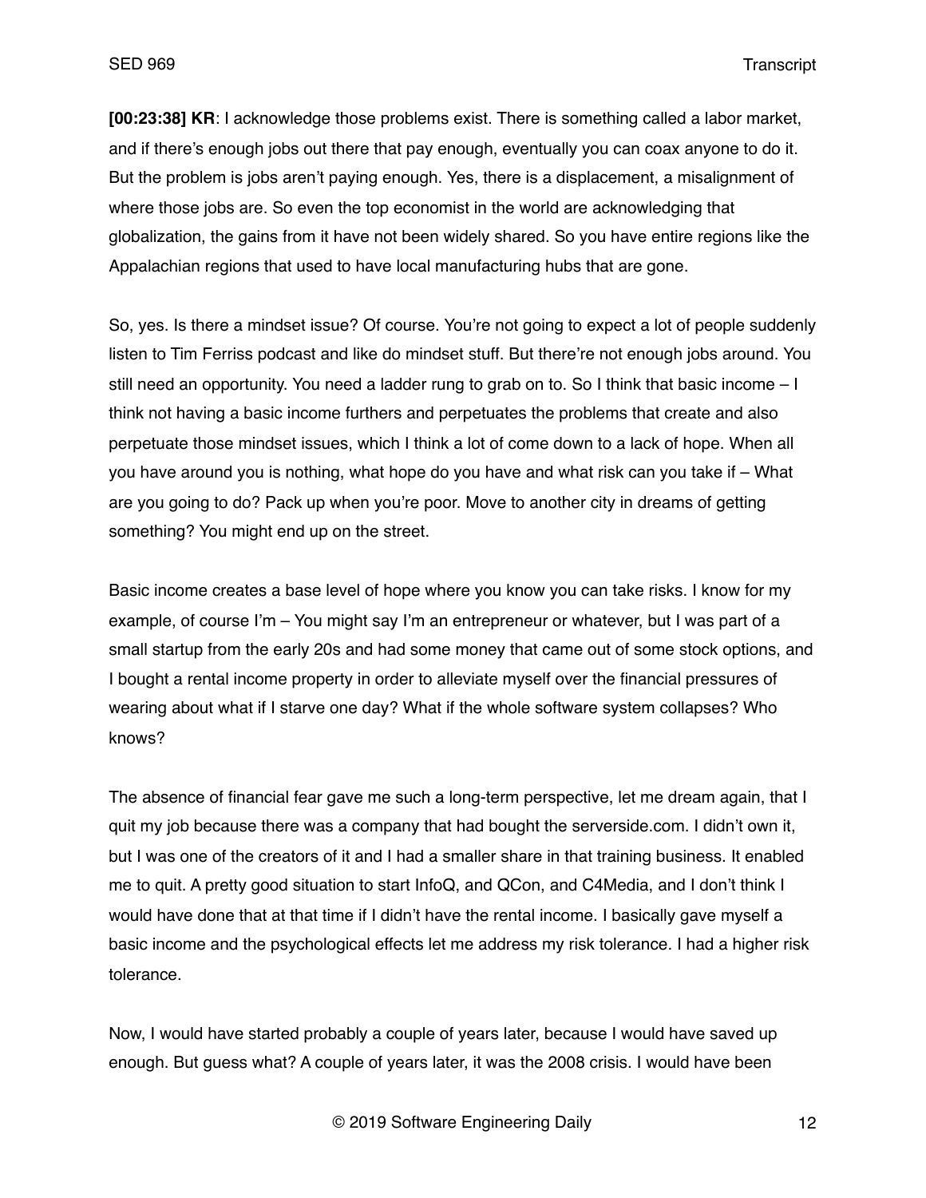**[00:23:38] KR**: I acknowledge those problems exist. There is something called a labor market, and if there's enough jobs out there that pay enough, eventually you can coax anyone to do it. But the problem is jobs aren't paying enough. Yes, there is a displacement, a misalignment of where those jobs are. So even the top economist in the world are acknowledging that globalization, the gains from it have not been widely shared. So you have entire regions like the Appalachian regions that used to have local manufacturing hubs that are gone.

So, yes. Is there a mindset issue? Of course. You're not going to expect a lot of people suddenly listen to Tim Ferriss podcast and like do mindset stuff. But there're not enough jobs around. You still need an opportunity. You need a ladder rung to grab on to. So I think that basic income – I think not having a basic income furthers and perpetuates the problems that create and also perpetuate those mindset issues, which I think a lot of come down to a lack of hope. When all you have around you is nothing, what hope do you have and what risk can you take if – What are you going to do? Pack up when you're poor. Move to another city in dreams of getting something? You might end up on the street.

Basic income creates a base level of hope where you know you can take risks. I know for my example, of course I'm – You might say I'm an entrepreneur or whatever, but I was part of a small startup from the early 20s and had some money that came out of some stock options, and I bought a rental income property in order to alleviate myself over the financial pressures of wearing about what if I starve one day? What if the whole software system collapses? Who knows?

The absence of financial fear gave me such a long-term perspective, let me dream again, that I quit my job because there was a company that had bought the serverside.com. I didn't own it, but I was one of the creators of it and I had a smaller share in that training business. It enabled me to quit. A pretty good situation to start InfoQ, and QCon, and C4Media, and I don't think I would have done that at that time if I didn't have the rental income. I basically gave myself a basic income and the psychological effects let me address my risk tolerance. I had a higher risk tolerance.

Now, I would have started probably a couple of years later, because I would have saved up enough. But guess what? A couple of years later, it was the 2008 crisis. I would have been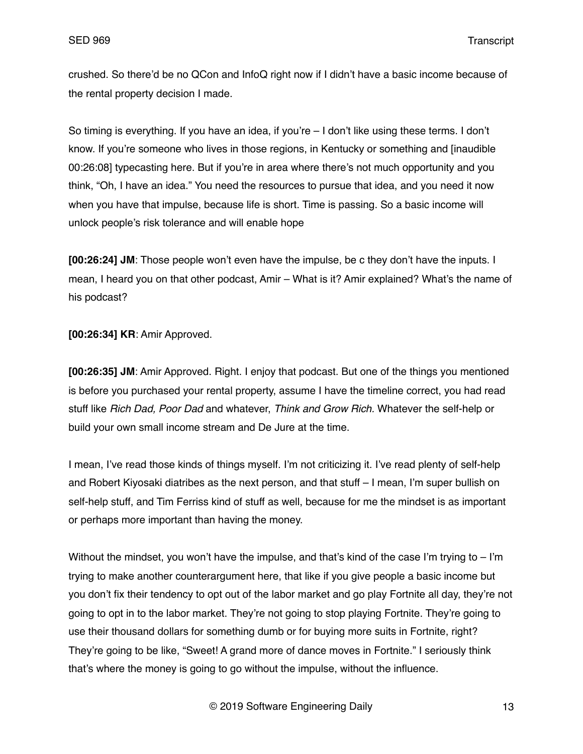crushed. So there'd be no QCon and InfoQ right now if I didn't have a basic income because of the rental property decision I made.

So timing is everything. If you have an idea, if you're – I don't like using these terms. I don't know. If you're someone who lives in those regions, in Kentucky or something and [inaudible 00:26:08] typecasting here. But if you're in area where there's not much opportunity and you think, "Oh, I have an idea." You need the resources to pursue that idea, and you need it now when you have that impulse, because life is short. Time is passing. So a basic income will unlock people's risk tolerance and will enable hope

**[00:26:24] JM**: Those people won't even have the impulse, be c they don't have the inputs. I mean, I heard you on that other podcast, Amir – What is it? Amir explained? What's the name of his podcast?

**[00:26:34] KR**: Amir Approved.

**[00:26:35] JM**: Amir Approved. Right. I enjoy that podcast. But one of the things you mentioned is before you purchased your rental property, assume I have the timeline correct, you had read stuff like *Rich Dad, Poor Dad* and whatever, *Think and Grow Rich.* Whatever the self-help or build your own small income stream and De Jure at the time.

I mean, I've read those kinds of things myself. I'm not criticizing it. I've read plenty of self-help and Robert Kiyosaki diatribes as the next person, and that stuff – I mean, I'm super bullish on self-help stuff, and Tim Ferriss kind of stuff as well, because for me the mindset is as important or perhaps more important than having the money.

Without the mindset, you won't have the impulse, and that's kind of the case I'm trying to – I'm trying to make another counterargument here, that like if you give people a basic income but you don't fix their tendency to opt out of the labor market and go play Fortnite all day, they're not going to opt in to the labor market. They're not going to stop playing Fortnite. They're going to use their thousand dollars for something dumb or for buying more suits in Fortnite, right? They're going to be like, "Sweet! A grand more of dance moves in Fortnite." I seriously think that's where the money is going to go without the impulse, without the influence.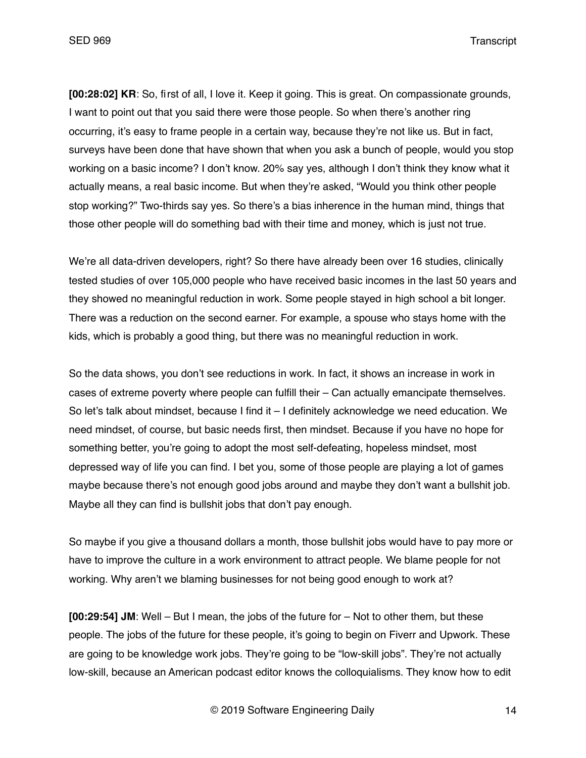**[00:28:02] KR**: So, first of all, I love it. Keep it going. This is great. On compassionate grounds, I want to point out that you said there were those people. So when there's another ring occurring, it's easy to frame people in a certain way, because they're not like us. But in fact, surveys have been done that have shown that when you ask a bunch of people, would you stop working on a basic income? I don't know. 20% say yes, although I don't think they know what it actually means, a real basic income. But when they're asked, "Would you think other people stop working?" Two-thirds say yes. So there's a bias inherence in the human mind, things that those other people will do something bad with their time and money, which is just not true.

We're all data-driven developers, right? So there have already been over 16 studies, clinically tested studies of over 105,000 people who have received basic incomes in the last 50 years and they showed no meaningful reduction in work. Some people stayed in high school a bit longer. There was a reduction on the second earner. For example, a spouse who stays home with the kids, which is probably a good thing, but there was no meaningful reduction in work.

So the data shows, you don't see reductions in work. In fact, it shows an increase in work in cases of extreme poverty where people can fulfill their – Can actually emancipate themselves. So let's talk about mindset, because I find it – I definitely acknowledge we need education. We need mindset, of course, but basic needs first, then mindset. Because if you have no hope for something better, you're going to adopt the most self-defeating, hopeless mindset, most depressed way of life you can find. I bet you, some of those people are playing a lot of games maybe because there's not enough good jobs around and maybe they don't want a bullshit job. Maybe all they can find is bullshit jobs that don't pay enough.

So maybe if you give a thousand dollars a month, those bullshit jobs would have to pay more or have to improve the culture in a work environment to attract people. We blame people for not working. Why aren't we blaming businesses for not being good enough to work at?

**[00:29:54] JM**: Well – But I mean, the jobs of the future for – Not to other them, but these people. The jobs of the future for these people, it's going to begin on Fiverr and Upwork. These are going to be knowledge work jobs. They're going to be "low-skill jobs". They're not actually low-skill, because an American podcast editor knows the colloquialisms. They know how to edit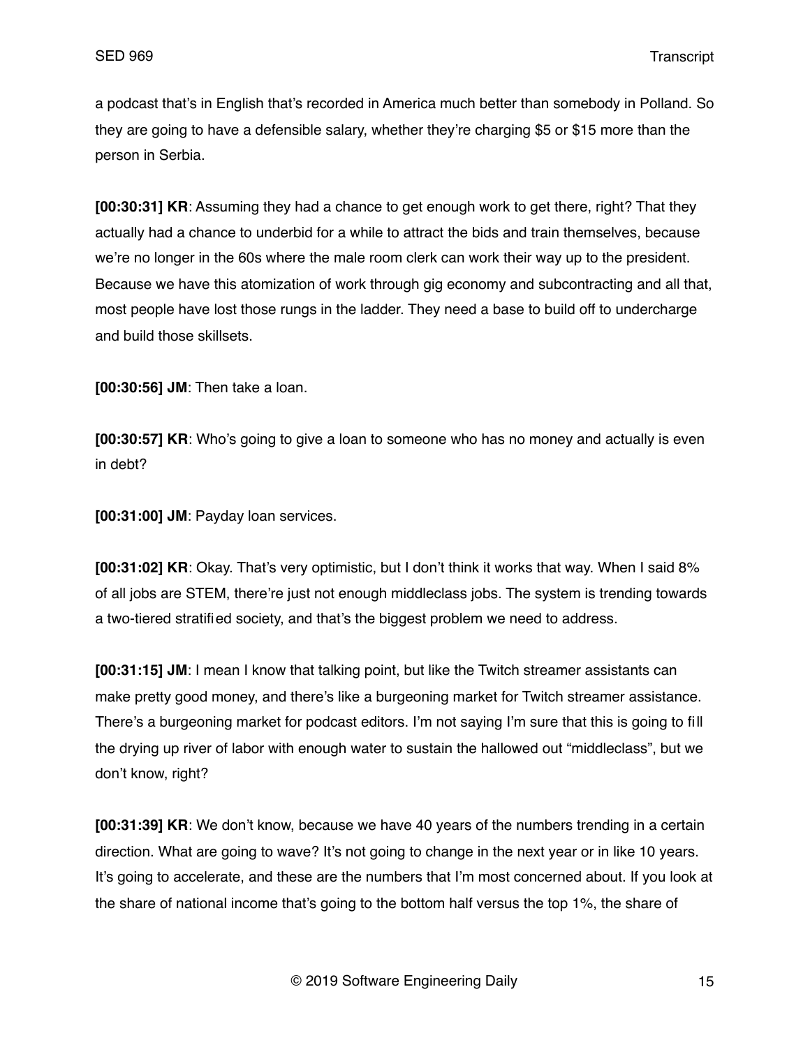a podcast that's in English that's recorded in America much better than somebody in Polland. So they are going to have a defensible salary, whether they're charging $5 or $15 more than the person in Serbia.

**[00:30:31] KR**: Assuming they had a chance to get enough work to get there, right? That they actually had a chance to underbid for a while to attract the bids and train themselves, because we're no longer in the 60s where the male room clerk can work their way up to the president. Because we have this atomization of work through gig economy and subcontracting and all that, most people have lost those rungs in the ladder. They need a base to build off to undercharge and build those skillsets.

**[00:30:56] JM**: Then take a loan.

**[00:30:57] KR**: Who's going to give a loan to someone who has no money and actually is even in debt?

**[00:31:00] JM**: Payday loan services.

**[00:31:02] KR**: Okay. That's very optimistic, but I don't think it works that way. When I said 8% of all jobs are STEM, there're just not enough middleclass jobs. The system is trending towards a two-tiered stratified society, and that's the biggest problem we need to address.

**[00:31:15] JM**: I mean I know that talking point, but like the Twitch streamer assistants can make pretty good money, and there's like a burgeoning market for Twitch streamer assistance. There's a burgeoning market for podcast editors. I'm not saying I'm sure that this is going to fill the drying up river of labor with enough water to sustain the hallowed out "middleclass", but we don't know, right?

**[00:31:39] KR**: We don't know, because we have 40 years of the numbers trending in a certain direction. What are going to wave? It's not going to change in the next year or in like 10 years. It's going to accelerate, and these are the numbers that I'm most concerned about. If you look at the share of national income that's going to the bottom half versus the top 1%, the share of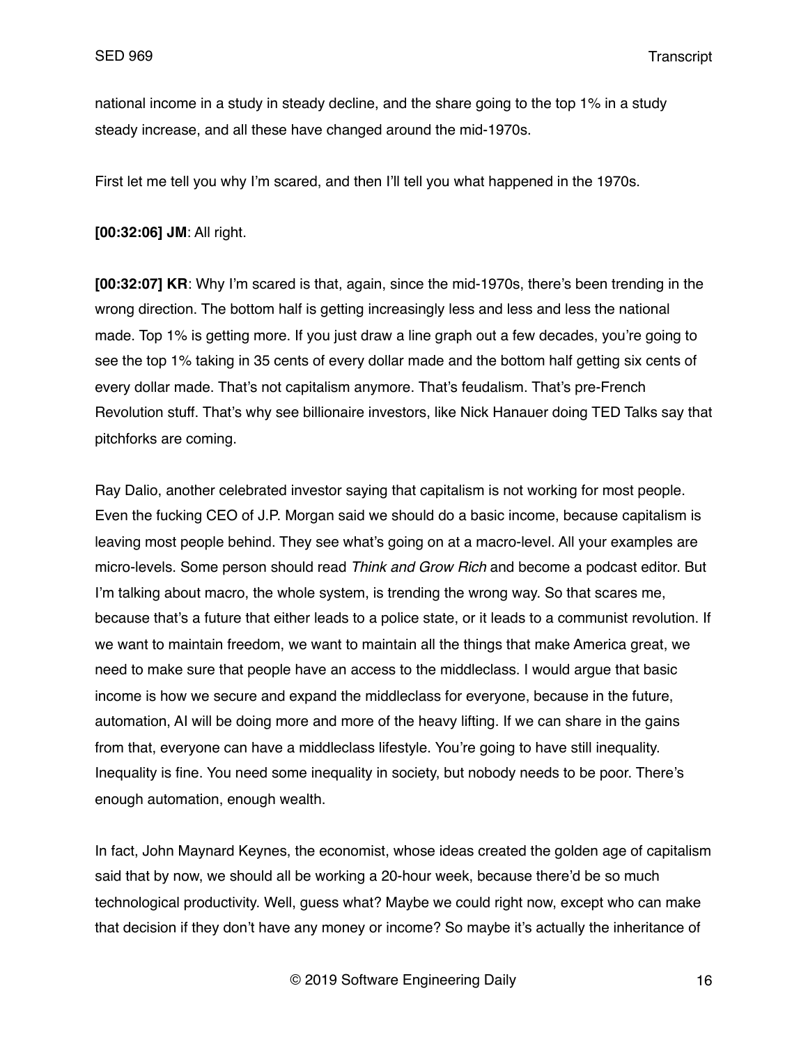national income in a study in steady decline, and the share going to the top 1% in a study steady increase, and all these have changed around the mid-1970s.

First let me tell you why I'm scared, and then I'll tell you what happened in the 1970s.

**[00:32:06] JM**: All right.

**[00:32:07] KR**: Why I'm scared is that, again, since the mid-1970s, there's been trending in the wrong direction. The bottom half is getting increasingly less and less and less the national made. Top 1% is getting more. If you just draw a line graph out a few decades, you're going to see the top 1% taking in 35 cents of every dollar made and the bottom half getting six cents of every dollar made. That's not capitalism anymore. That's feudalism. That's pre-French Revolution stuff. That's why see billionaire investors, like Nick Hanauer doing TED Talks say that pitchforks are coming.

Ray Dalio, another celebrated investor saying that capitalism is not working for most people. Even the fucking CEO of J.P. Morgan said we should do a basic income, because capitalism is leaving most people behind. They see what's going on at a macro-level. All your examples are micro-levels. Some person should read *Think and Grow Rich* and become a podcast editor. But I'm talking about macro, the whole system, is trending the wrong way. So that scares me, because that's a future that either leads to a police state, or it leads to a communist revolution. If we want to maintain freedom, we want to maintain all the things that make America great, we need to make sure that people have an access to the middleclass. I would argue that basic income is how we secure and expand the middleclass for everyone, because in the future, automation, AI will be doing more and more of the heavy lifting. If we can share in the gains from that, everyone can have a middleclass lifestyle. You're going to have still inequality. Inequality is fine. You need some inequality in society, but nobody needs to be poor. There's enough automation, enough wealth.

In fact, John Maynard Keynes, the economist, whose ideas created the golden age of capitalism said that by now, we should all be working a 20-hour week, because there'd be so much technological productivity. Well, guess what? Maybe we could right now, except who can make that decision if they don't have any money or income? So maybe it's actually the inheritance of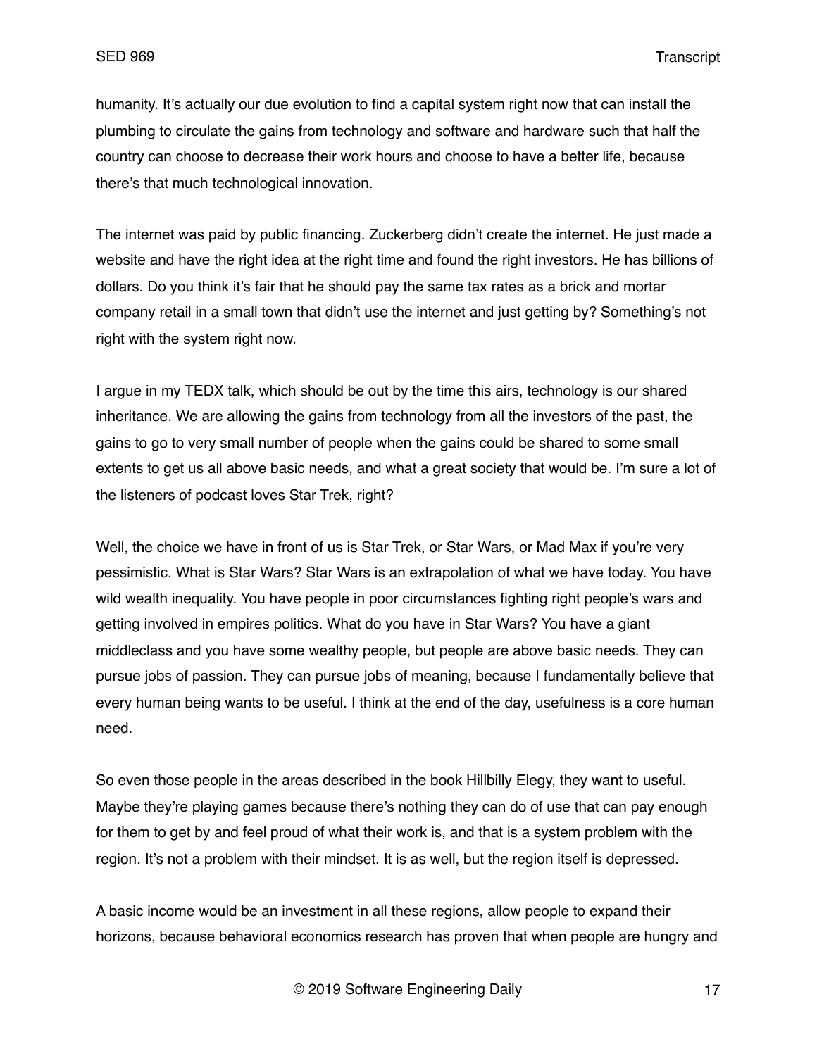humanity. It's actually our due evolution to find a capital system right now that can install the plumbing to circulate the gains from technology and software and hardware such that half the country can choose to decrease their work hours and choose to have a better life, because there's that much technological innovation.

The internet was paid by public financing. Zuckerberg didn't create the internet. He just made a website and have the right idea at the right time and found the right investors. He has billions of dollars. Do you think it's fair that he should pay the same tax rates as a brick and mortar company retail in a small town that didn't use the internet and just getting by? Something's not right with the system right now.

I argue in my TEDX talk, which should be out by the time this airs, technology is our shared inheritance. We are allowing the gains from technology from all the investors of the past, the gains to go to very small number of people when the gains could be shared to some small extents to get us all above basic needs, and what a great society that would be. I'm sure a lot of the listeners of podcast loves Star Trek, right?

Well, the choice we have in front of us is Star Trek, or Star Wars, or Mad Max if you're very pessimistic. What is Star Wars? Star Wars is an extrapolation of what we have today. You have wild wealth inequality. You have people in poor circumstances fighting right people's wars and getting involved in empires politics. What do you have in Star Wars? You have a giant middleclass and you have some wealthy people, but people are above basic needs. They can pursue jobs of passion. They can pursue jobs of meaning, because I fundamentally believe that every human being wants to be useful. I think at the end of the day, usefulness is a core human need.

So even those people in the areas described in the book Hillbilly Elegy, they want to useful. Maybe they're playing games because there's nothing they can do of use that can pay enough for them to get by and feel proud of what their work is, and that is a system problem with the region. It's not a problem with their mindset. It is as well, but the region itself is depressed.

A basic income would be an investment in all these regions, allow people to expand their horizons, because behavioral economics research has proven that when people are hungry and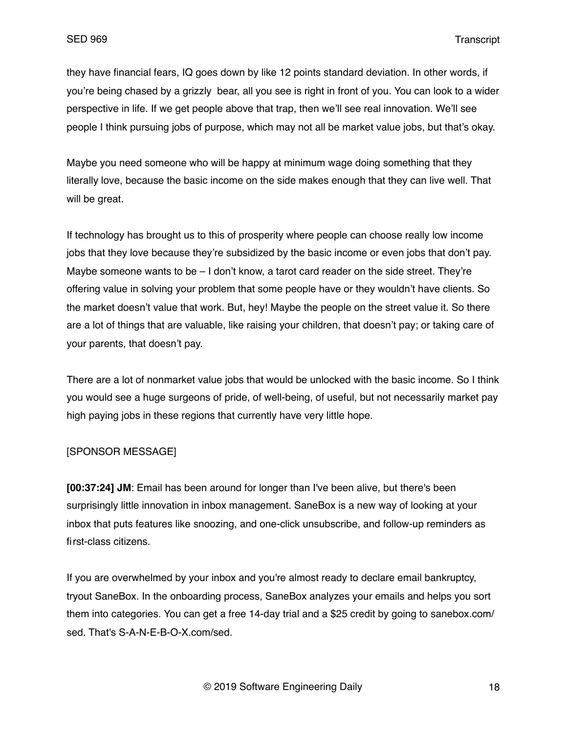they have financial fears, IQ goes down by like 12 points standard deviation. In other words, if you're being chased by a grizzly bear, all you see is right in front of you. You can look to a wider perspective in life. If we get people above that trap, then we'll see real innovation. We'll see people I think pursuing jobs of purpose, which may not all be market value jobs, but that's okay.

Maybe you need someone who will be happy at minimum wage doing something that they literally love, because the basic income on the side makes enough that they can live well. That will be great.

If technology has brought us to this of prosperity where people can choose really low income jobs that they love because they're subsidized by the basic income or even jobs that don't pay. Maybe someone wants to be – I don't know, a tarot card reader on the side street. They're offering value in solving your problem that some people have or they wouldn't have clients. So the market doesn't value that work. But, hey! Maybe the people on the street value it. So there are a lot of things that are valuable, like raising your children, that doesn't pay; or taking care of your parents, that doesn't pay.

There are a lot of nonmarket value jobs that would be unlocked with the basic income. So I think you would see a huge surgeons of pride, of well-being, of useful, but not necessarily market pay high paying jobs in these regions that currently have very little hope.

[SPONSOR MESSAGE]

**[00:37:24] JM**: Email has been around for longer than I've been alive, but there's been surprisingly little innovation in inbox management. SaneBox is a new way of looking at your inbox that puts features like snoozing, and one-click unsubscribe, and follow-up reminders as first-class citizens.

If you are overwhelmed by your inbox and you're almost ready to declare email bankruptcy, tryout SaneBox. In the onboarding process, SaneBox analyzes your emails and helps you sort them into categories. You can get a free 14-day trial and a $25 credit by going to sanebox.com/sed. That's S-A-N-E-B-O-X.com/sed.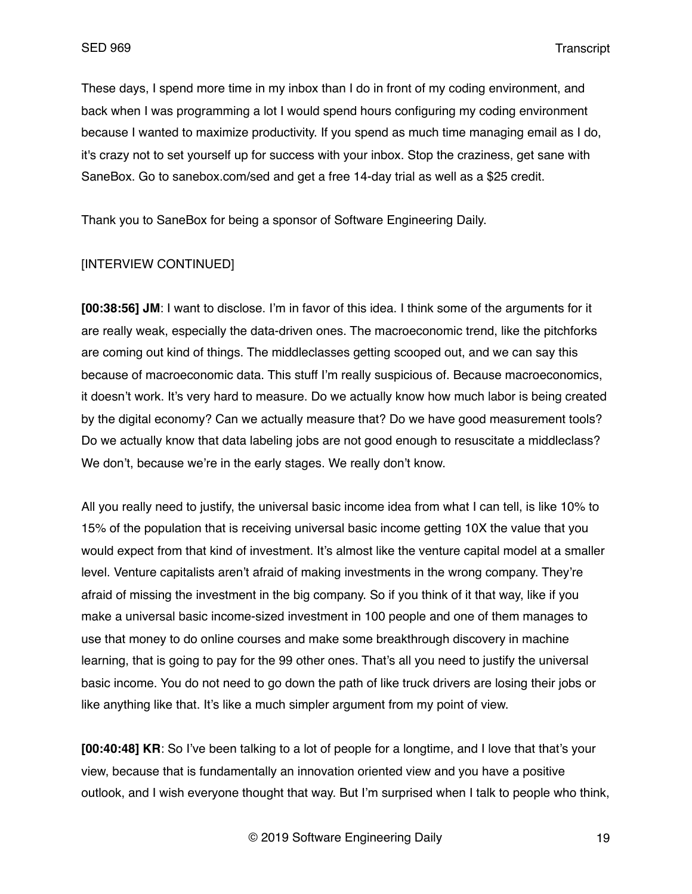These days, I spend more time in my inbox than I do in front of my coding environment, and back when I was programming a lot I would spend hours configuring my coding environment because I wanted to maximize productivity. If you spend as much time managing email as I do, it's crazy not to set yourself up for success with your inbox. Stop the craziness, get sane with SaneBox. Go to sanebox.com/sed and get a free 14-day trial as well as a $25 credit.

Thank you to SaneBox for being a sponsor of Software Engineering Daily.

[INTERVIEW CONTINUED]

**[00:38:56] JM**: I want to disclose. I'm in favor of this idea. I think some of the arguments for it are really weak, especially the data-driven ones. The macroeconomic trend, like the pitchforks are coming out kind of things. The middleclasses getting scooped out, and we can say this because of macroeconomic data. This stuff I'm really suspicious of. Because macroeconomics, it doesn't work. It's very hard to measure. Do we actually know how much labor is being created by the digital economy? Can we actually measure that? Do we have good measurement tools? Do we actually know that data labeling jobs are not good enough to resuscitate a middleclass? We don't, because we're in the early stages. We really don't know.

All you really need to justify, the universal basic income idea from what I can tell, is like 10% to 15% of the population that is receiving universal basic income getting 10X the value that you would expect from that kind of investment. It's almost like the venture capital model at a smaller level. Venture capitalists aren't afraid of making investments in the wrong company. They're afraid of missing the investment in the big company. So if you think of it that way, like if you make a universal basic income-sized investment in 100 people and one of them manages to use that money to do online courses and make some breakthrough discovery in machine learning, that is going to pay for the 99 other ones. That's all you need to justify the universal basic income. You do not need to go down the path of like truck drivers are losing their jobs or like anything like that. It's like a much simpler argument from my point of view.

**[00:40:48] KR**: So I've been talking to a lot of people for a longtime, and I love that that's your view, because that is fundamentally an innovation oriented view and you have a positive outlook, and I wish everyone thought that way. But I'm surprised when I talk to people who think,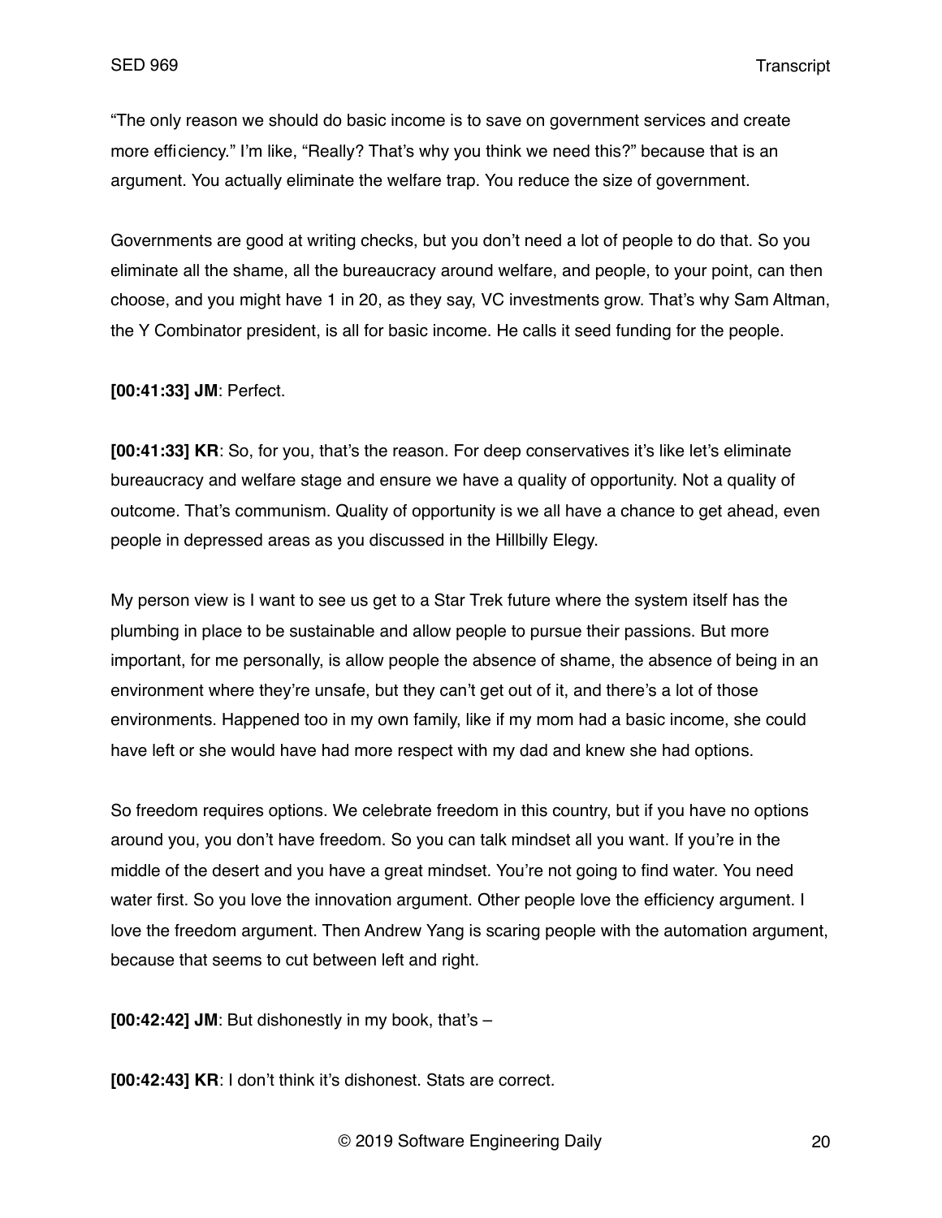"The only reason we should do basic income is to save on government services and create more efficiency." I'm like, "Really? That's why you think we need this?" because that is an argument. You actually eliminate the welfare trap. You reduce the size of government.

Governments are good at writing checks, but you don't need a lot of people to do that. So you eliminate all the shame, all the bureaucracy around welfare, and people, to your point, can then choose, and you might have 1 in 20, as they say, VC investments grow. That's why Sam Altman, the Y Combinator president, is all for basic income. He calls it seed funding for the people.

**[00:41:33] JM**: Perfect.

**[00:41:33] KR**: So, for you, that's the reason. For deep conservatives it's like let's eliminate bureaucracy and welfare stage and ensure we have a quality of opportunity. Not a quality of outcome. That's communism. Quality of opportunity is we all have a chance to get ahead, even people in depressed areas as you discussed in the Hillbilly Elegy.

My person view is I want to see us get to a Star Trek future where the system itself has the plumbing in place to be sustainable and allow people to pursue their passions. But more important, for me personally, is allow people the absence of shame, the absence of being in an environment where they're unsafe, but they can't get out of it, and there's a lot of those environments. Happened too in my own family, like if my mom had a basic income, she could have left or she would have had more respect with my dad and knew she had options.

So freedom requires options. We celebrate freedom in this country, but if you have no options around you, you don't have freedom. So you can talk mindset all you want. If you're in the middle of the desert and you have a great mindset. You're not going to find water. You need water first. So you love the innovation argument. Other people love the efficiency argument. I love the freedom argument. Then Andrew Yang is scaring people with the automation argument, because that seems to cut between left and right.

**[00:42:42] JM**: But dishonestly in my book, that's –

**[00:42:43] KR**: I don't think it's dishonest. Stats are correct.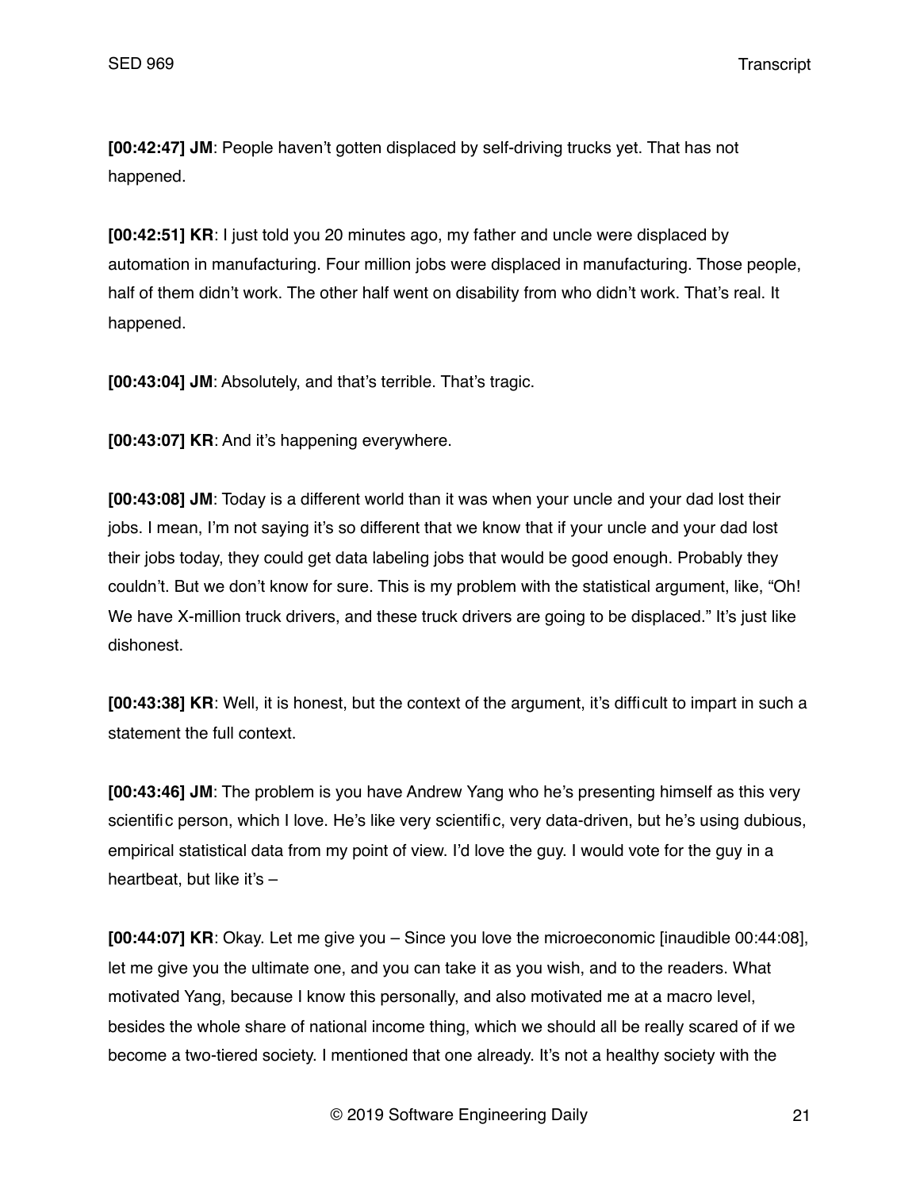**[00:42:47] JM**: People haven't gotten displaced by self-driving trucks yet. That has not happened.

**[00:42:51] KR**: I just told you 20 minutes ago, my father and uncle were displaced by automation in manufacturing. Four million jobs were displaced in manufacturing. Those people, half of them didn't work. The other half went on disability from who didn't work. That's real. It happened.

**[00:43:04] JM**: Absolutely, and that's terrible. That's tragic.

**[00:43:07] KR**: And it's happening everywhere.

**[00:43:08] JM**: Today is a different world than it was when your uncle and your dad lost their jobs. I mean, I'm not saying it's so different that we know that if your uncle and your dad lost their jobs today, they could get data labeling jobs that would be good enough. Probably they couldn't. But we don't know for sure. This is my problem with the statistical argument, like, "Oh! We have X-million truck drivers, and these truck drivers are going to be displaced." It's just like dishonest.

**[00:43:38] KR**: Well, it is honest, but the context of the argument, it's difficult to impart in such a statement the full context.

**[00:43:46] JM**: The problem is you have Andrew Yang who he's presenting himself as this very scientific person, which I love. He's like very scientific, very data-driven, but he's using dubious, empirical statistical data from my point of view. I'd love the guy. I would vote for the guy in a heartbeat, but like it's –

**[00:44:07] KR**: Okay. Let me give you – Since you love the microeconomic [inaudible 00:44:08], let me give you the ultimate one, and you can take it as you wish, and to the readers. What motivated Yang, because I know this personally, and also motivated me at a macro level, besides the whole share of national income thing, which we should all be really scared of if we become a two-tiered society. I mentioned that one already. It's not a healthy society with the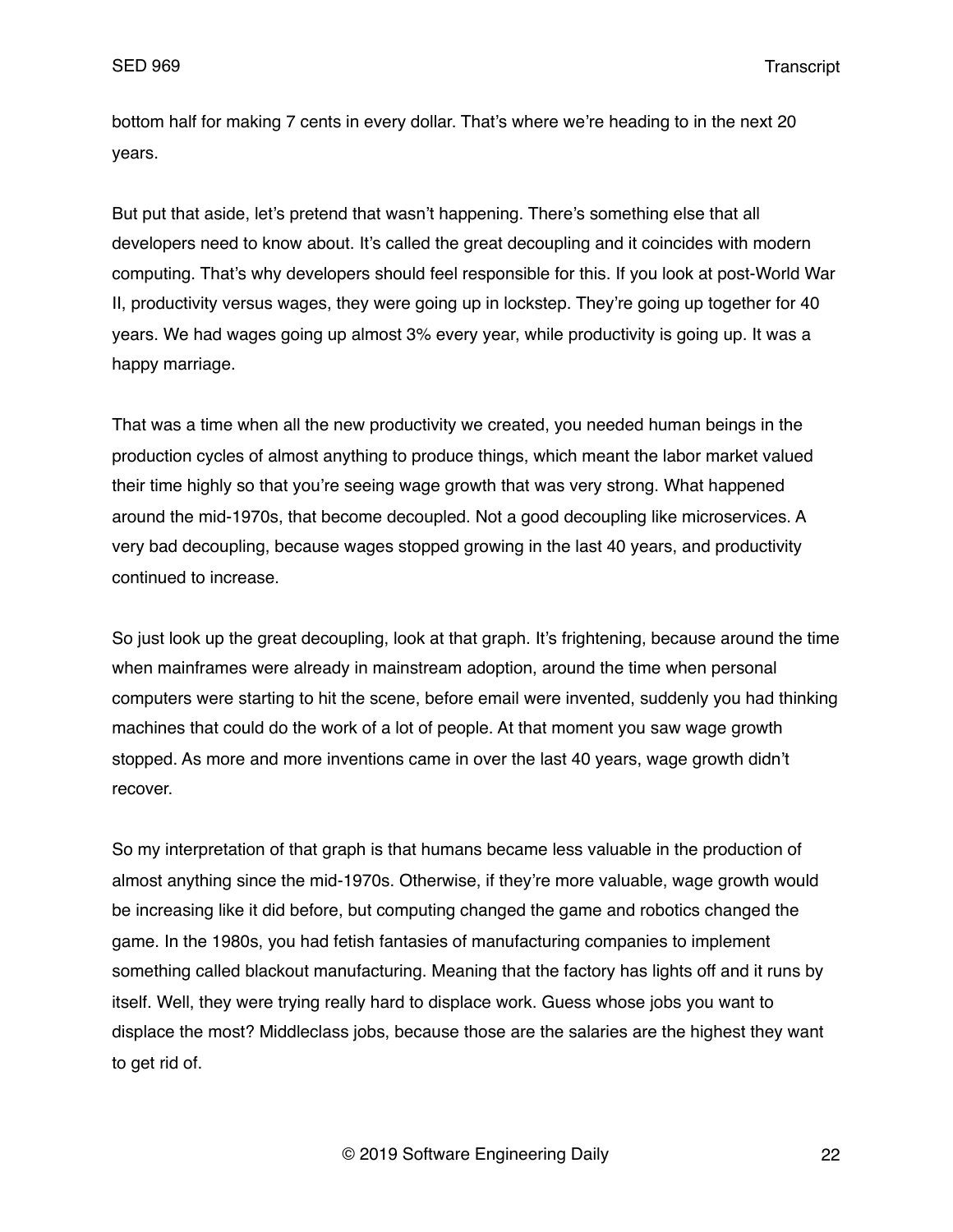bottom half for making 7 cents in every dollar. That's where we're heading to in the next 20 years.

But put that aside, let's pretend that wasn't happening. There's something else that all developers need to know about. It's called the great decoupling and it coincides with modern computing. That's why developers should feel responsible for this. If you look at post-World War II, productivity versus wages, they were going up in lockstep. They're going up together for 40 years. We had wages going up almost 3% every year, while productivity is going up. It was a happy marriage.

That was a time when all the new productivity we created, you needed human beings in the production cycles of almost anything to produce things, which meant the labor market valued their time highly so that you're seeing wage growth that was very strong. What happened around the mid-1970s, that become decoupled. Not a good decoupling like microservices. A very bad decoupling, because wages stopped growing in the last 40 years, and productivity continued to increase.

So just look up the great decoupling, look at that graph. It's frightening, because around the time when mainframes were already in mainstream adoption, around the time when personal computers were starting to hit the scene, before email were invented, suddenly you had thinking machines that could do the work of a lot of people. At that moment you saw wage growth stopped. As more and more inventions came in over the last 40 years, wage growth didn't recover.

So my interpretation of that graph is that humans became less valuable in the production of almost anything since the mid-1970s. Otherwise, if they're more valuable, wage growth would be increasing like it did before, but computing changed the game and robotics changed the game. In the 1980s, you had fetish fantasies of manufacturing companies to implement something called blackout manufacturing. Meaning that the factory has lights off and it runs by itself. Well, they were trying really hard to displace work. Guess whose jobs you want to displace the most? Middleclass jobs, because those are the salaries are the highest they want to get rid of.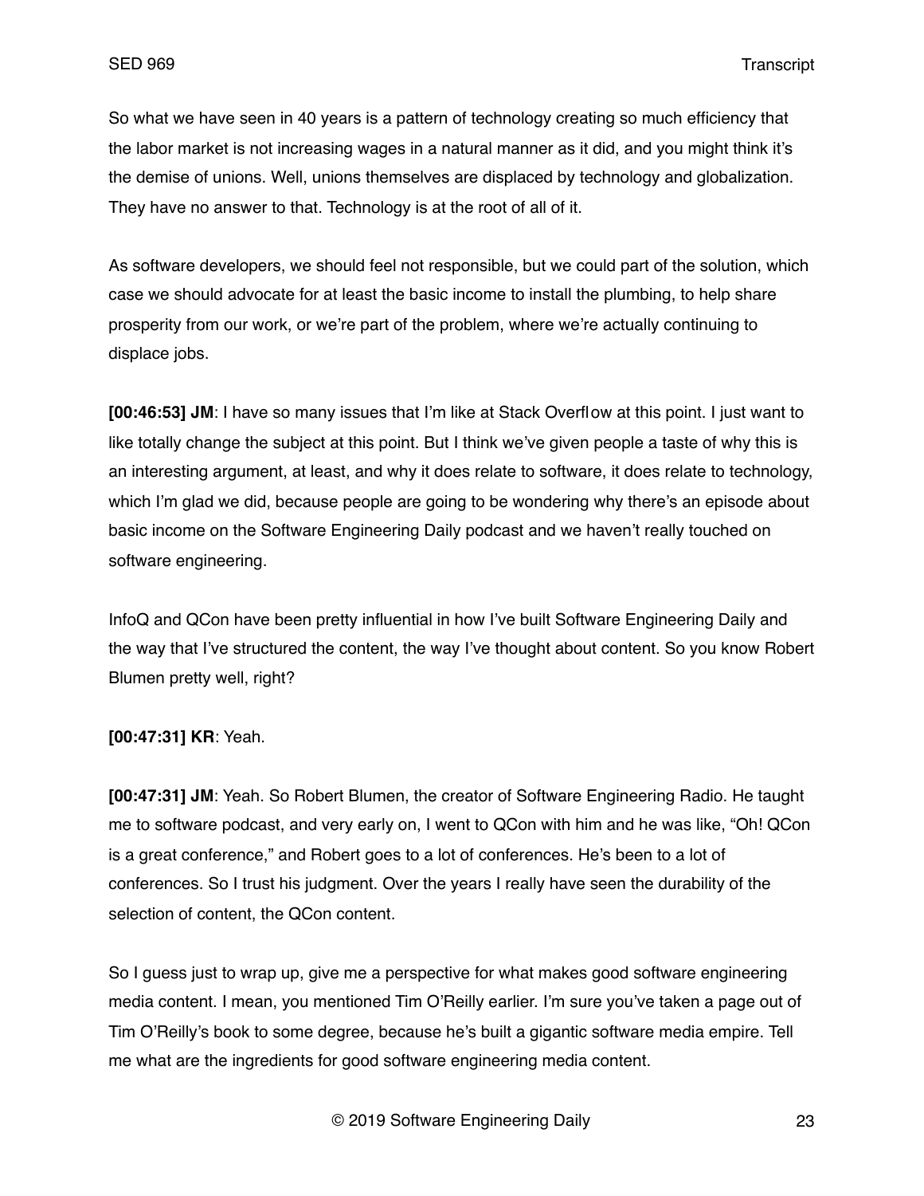So what we have seen in 40 years is a pattern of technology creating so much efficiency that the labor market is not increasing wages in a natural manner as it did, and you might think it's the demise of unions. Well, unions themselves are displaced by technology and globalization. They have no answer to that. Technology is at the root of all of it.

As software developers, we should feel not responsible, but we could part of the solution, which case we should advocate for at least the basic income to install the plumbing, to help share prosperity from our work, or we're part of the problem, where we're actually continuing to displace jobs.

**[00:46:53] JM**: I have so many issues that I'm like at Stack Overflow at this point. I just want to like totally change the subject at this point. But I think we've given people a taste of why this is an interesting argument, at least, and why it does relate to software, it does relate to technology, which I'm glad we did, because people are going to be wondering why there's an episode about basic income on the Software Engineering Daily podcast and we haven't really touched on software engineering.

InfoQ and QCon have been pretty influential in how I've built Software Engineering Daily and the way that I've structured the content, the way I've thought about content. So you know Robert Blumen pretty well, right?

**[00:47:31] KR**: Yeah.

**[00:47:31] JM**: Yeah. So Robert Blumen, the creator of Software Engineering Radio. He taught me to software podcast, and very early on, I went to QCon with him and he was like, "Oh! QCon is a great conference," and Robert goes to a lot of conferences. He's been to a lot of conferences. So I trust his judgment. Over the years I really have seen the durability of the selection of content, the QCon content.

So I guess just to wrap up, give me a perspective for what makes good software engineering media content. I mean, you mentioned Tim O'Reilly earlier. I'm sure you've taken a page out of Tim O'Reilly's book to some degree, because he's built a gigantic software media empire. Tell me what are the ingredients for good software engineering media content.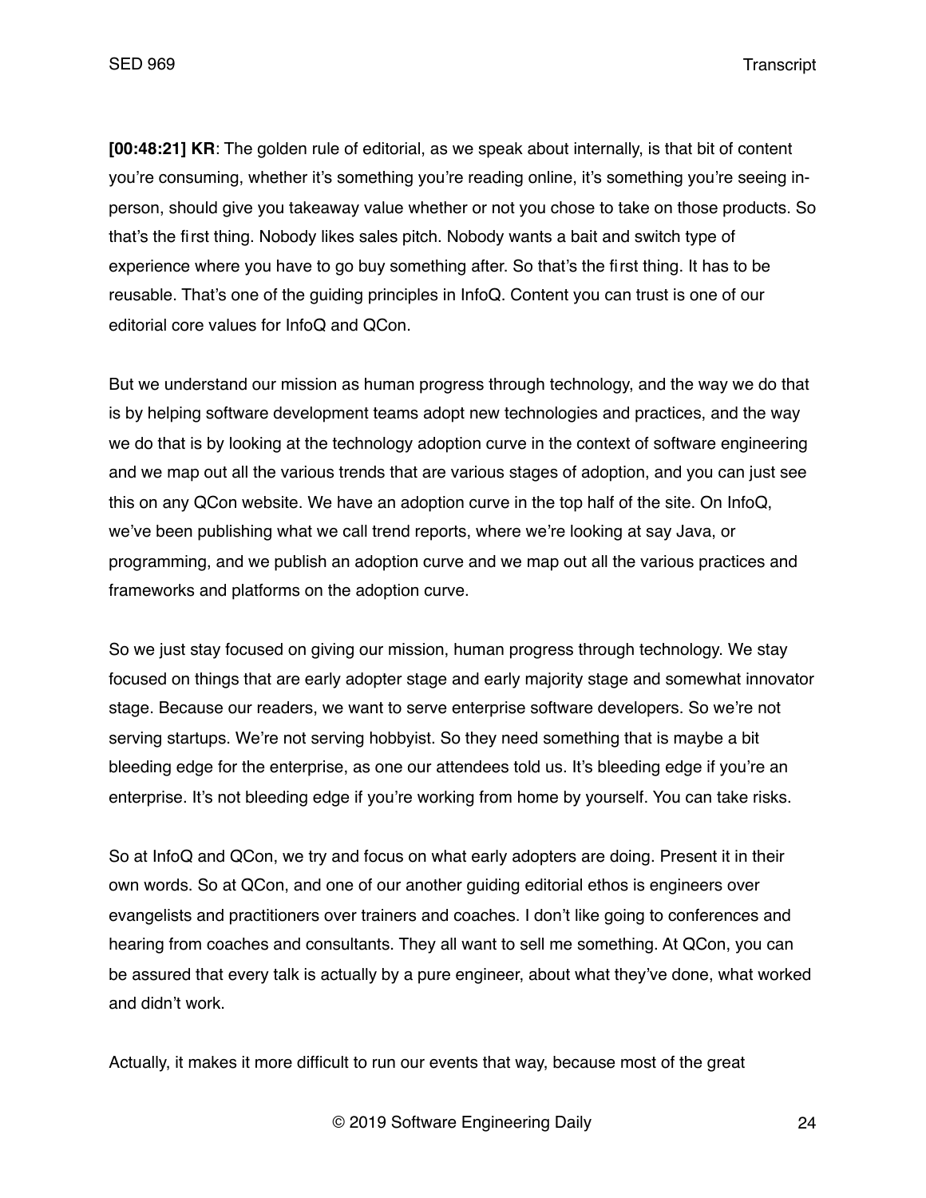**[00:48:21] KR**: The golden rule of editorial, as we speak about internally, is that bit of content you're consuming, whether it's something you're reading online, it's something you're seeing in-person, should give you takeaway value whether or not you chose to take on those products. So that's the first thing. Nobody likes sales pitch. Nobody wants a bait and switch type of experience where you have to go buy something after. So that's the first thing. It has to be reusable. That's one of the guiding principles in InfoQ. Content you can trust is one of our editorial core values for InfoQ and QCon.

But we understand our mission as human progress through technology, and the way we do that is by helping software development teams adopt new technologies and practices, and the way we do that is by looking at the technology adoption curve in the context of software engineering and we map out all the various trends that are various stages of adoption, and you can just see this on any QCon website. We have an adoption curve in the top half of the site. On InfoQ, we've been publishing what we call trend reports, where we're looking at say Java, or programming, and we publish an adoption curve and we map out all the various practices and frameworks and platforms on the adoption curve.

So we just stay focused on giving our mission, human progress through technology. We stay focused on things that are early adopter stage and early majority stage and somewhat innovator stage. Because our readers, we want to serve enterprise software developers. So we're not serving startups. We're not serving hobbyist. So they need something that is maybe a bit bleeding edge for the enterprise, as one our attendees told us. It's bleeding edge if you're an enterprise. It's not bleeding edge if you're working from home by yourself. You can take risks.

So at InfoQ and QCon, we try and focus on what early adopters are doing. Present it in their own words. So at QCon, and one of our another guiding editorial ethos is engineers over evangelists and practitioners over trainers and coaches. I don't like going to conferences and hearing from coaches and consultants. They all want to sell me something. At QCon, you can be assured that every talk is actually by a pure engineer, about what they've done, what worked and didn't work.

Actually, it makes it more difficult to run our events that way, because most of the great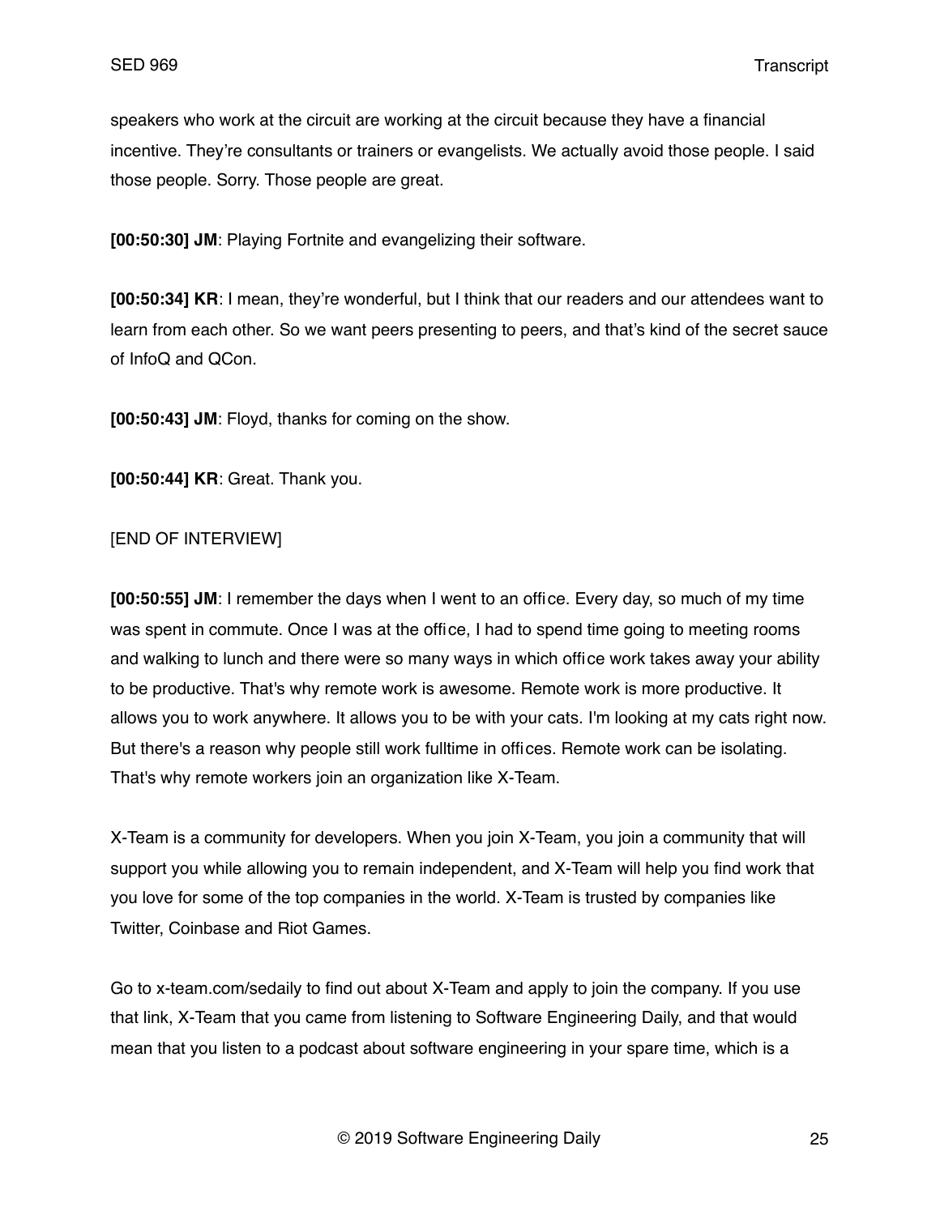speakers who work at the circuit are working at the circuit because they have a financial incentive. They're consultants or trainers or evangelists. We actually avoid those people. I said those people. Sorry. Those people are great.

**[00:50:30] JM**: Playing Fortnite and evangelizing their software.

**[00:50:34] KR**: I mean, they're wonderful, but I think that our readers and our attendees want to learn from each other. So we want peers presenting to peers, and that's kind of the secret sauce of InfoQ and QCon.

**[00:50:43] JM**: Floyd, thanks for coming on the show.

**[00:50:44] KR**: Great. Thank you.

[END OF INTERVIEW]

**[00:50:55] JM**: I remember the days when I went to an office. Every day, so much of my time was spent in commute. Once I was at the office, I had to spend time going to meeting rooms and walking to lunch and there were so many ways in which office work takes away your ability to be productive. That's why remote work is awesome. Remote work is more productive. It allows you to work anywhere. It allows you to be with your cats. I'm looking at my cats right now. But there's a reason why people still work fulltime in offices. Remote work can be isolating. That's why remote workers join an organization like X-Team.

X-Team is a community for developers. When you join X-Team, you join a community that will support you while allowing you to remain independent, and X-Team will help you find work that you love for some of the top companies in the world. X-Team is trusted by companies like Twitter, Coinbase and Riot Games.

Go to x-team.com/sedaily to find out about X-Team and apply to join the company. If you use that link, X-Team that you came from listening to Software Engineering Daily, and that would mean that you listen to a podcast about software engineering in your spare time, which is a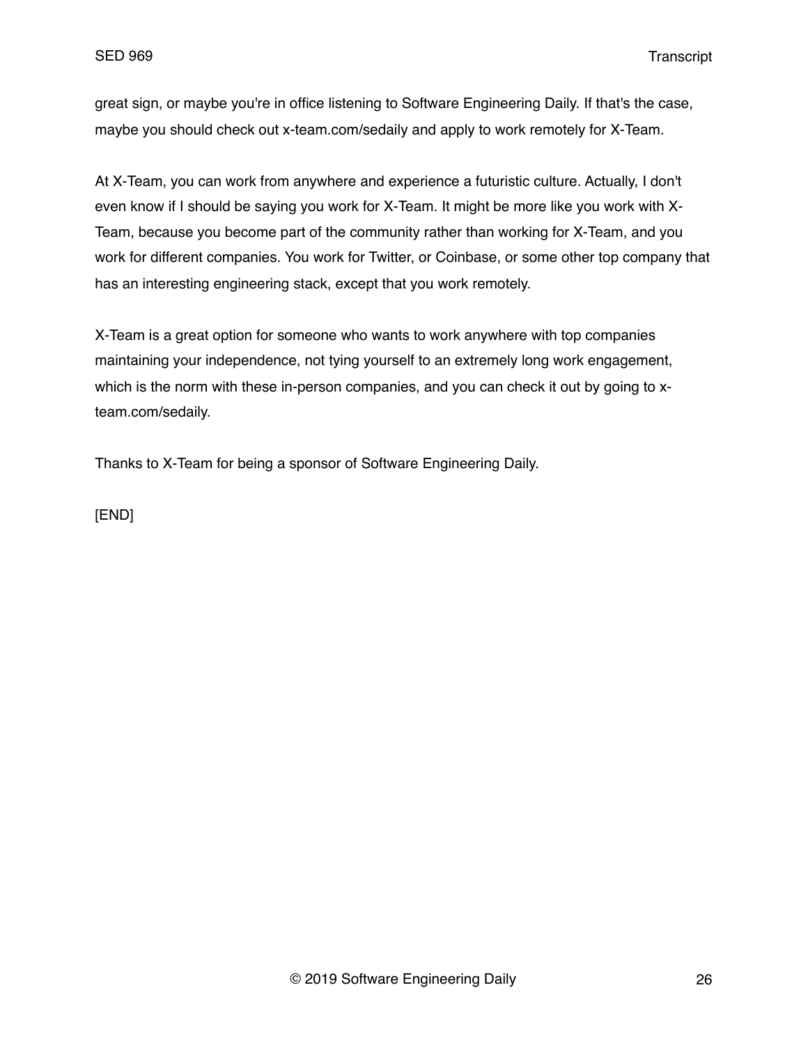great sign, or maybe you're in office listening to Software Engineering Daily. If that's the case, maybe you should check out x-team.com/sedaily and apply to work remotely for X-Team.

At X-Team, you can work from anywhere and experience a futuristic culture. Actually, I don't even know if I should be saying you work for X-Team. It might be more like you work with X-Team, because you become part of the community rather than working for X-Team, and you work for different companies. You work for Twitter, or Coinbase, or some other top company that has an interesting engineering stack, except that you work remotely.

X-Team is a great option for someone who wants to work anywhere with top companies maintaining your independence, not tying yourself to an extremely long work engagement, which is the norm with these in-person companies, and you can check it out by going to x-team.com/sedaily.

Thanks to X-Team for being a sponsor of Software Engineering Daily.

[END]